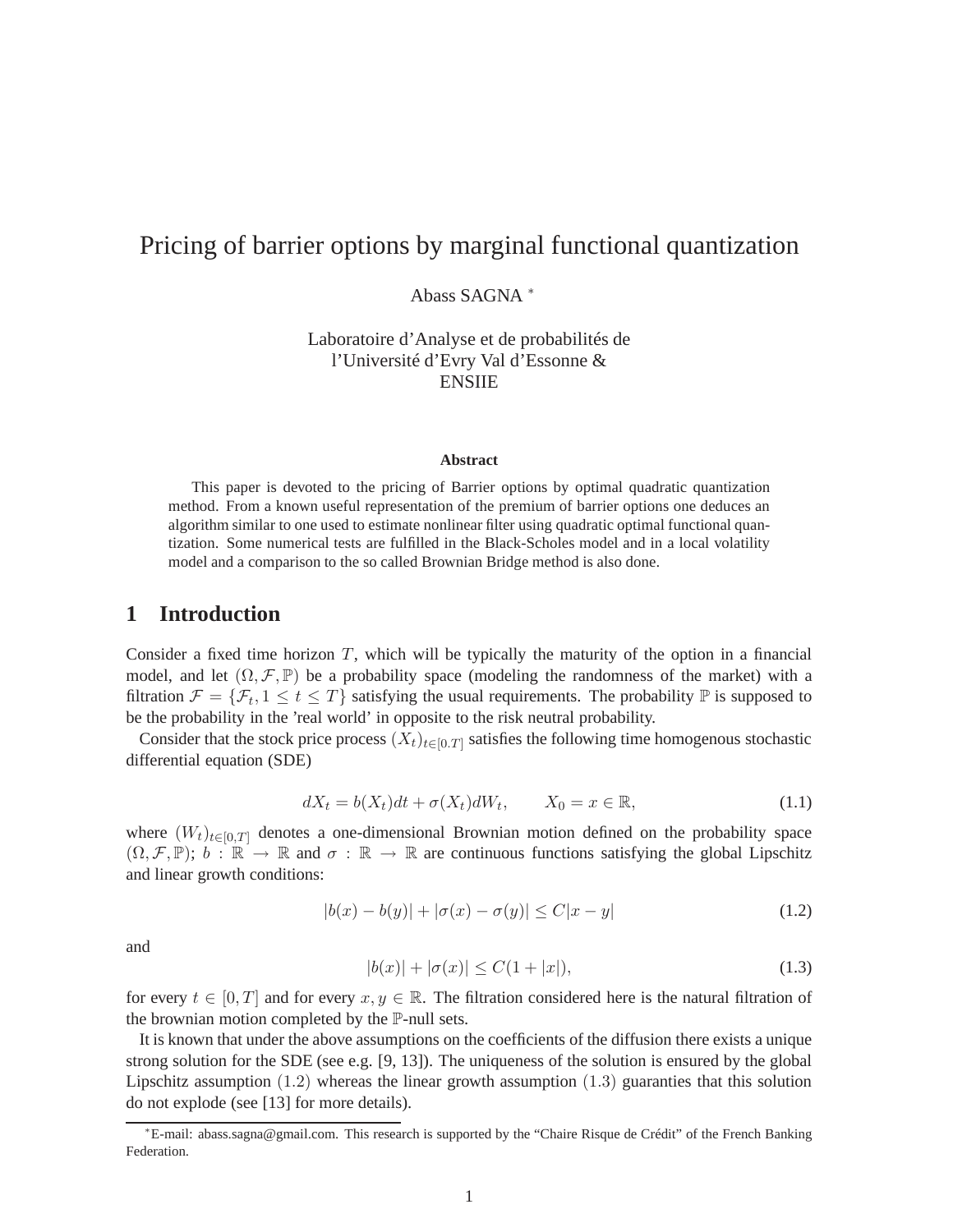# Pricing of barrier options by marginal functional quantization

Abass SAGNA *

Laboratoire d'Analyse et de probabilités de
l'Université d'Evry Val d'Essonne &
ENSIIE

**Abstract**

This paper is devoted to the pricing of Barrier options by optimal quadratic quantization method. From a known useful representation of the premium of barrier options one deduces an algorithm similar to one used to estimate nonlinear filter using quadratic optimal functional quantization. Some numerical tests are fulfilled in the Black-Scholes model and in a local volatility model and a comparison to the so called Brownian Bridge method is also done.

## 1 Introduction

Consider a fixed time horizon $T$, which will be typically the maturity of the option in a financial model, and let $(\Omega, \mathcal{F}, \mathbb{P})$ be a probability space (modeling the randomness of the market) with a filtration $\mathcal{F} = \{\mathcal{F}_t, 1 \leq t \leq T\}$ satisfying the usual requirements. The probability $\mathbb{P}$ is supposed to be the probability in the 'real world' in opposite to the risk neutral probability.

Consider that the stock price process $(X_t)_{t\in[0,T]}$ satisfies the following time homogenous stochastic differential equation (SDE)

$$dX_t = b(X_t)dt + \sigma(X_t)dW_t, \qquad X_0 = x \in \mathbb{R}, \tag{1.1}$$

where $(W_t)_{t\in[0,T]}$ denotes a one-dimensional Brownian motion defined on the probability space $(\Omega, \mathcal{F}, \mathbb{P})$; $b : \mathbb{R} \to \mathbb{R}$ and $\sigma : \mathbb{R} \to \mathbb{R}$ are continuous functions satisfying the global Lipschitz and linear growth conditions:

$$|b(x) - b(y)| + |\sigma(x) - \sigma(y)| \leq C|x - y| \tag{1.2}$$

and

$$|b(x)| + |\sigma(x)| \leq C(1 + |x|), \tag{1.3}$$

for every $t \in [0, T]$ and for every $x, y \in \mathbb{R}$. The filtration considered here is the natural filtration of the brownian motion completed by the $\mathbb{P}$-null sets.

It is known that under the above assumptions on the coefficients of the diffusion there exists a unique strong solution for the SDE (see e.g. [9, 13]). The uniqueness of the solution is ensured by the global Lipschitz assumption $(1.2)$ whereas the linear growth assumption $(1.3)$ guaranties that this solution do not explode (see [13] for more details).

*E-mail: abass.sagna@gmail.com. This research is supported by the "Chaire Risque de Crédit" of the French Banking Federation.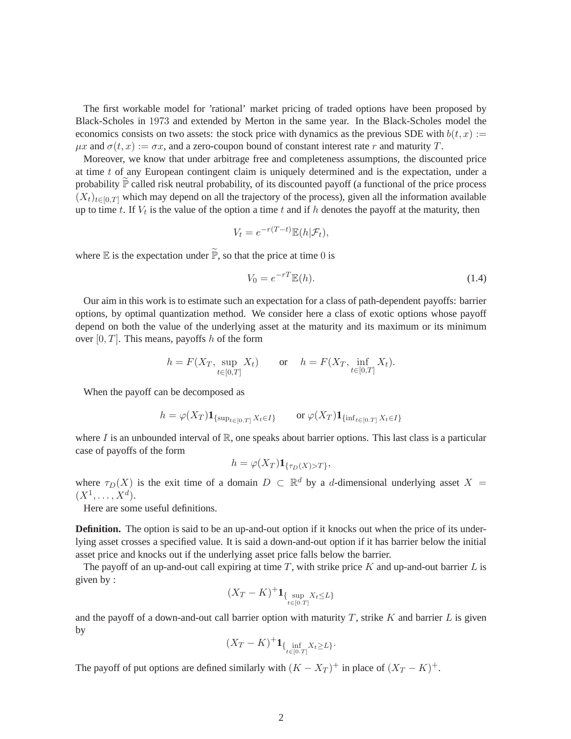The first workable model for 'rational' market pricing of traded options have been proposed by Black-Scholes in 1973 and extended by Merton in the same year. In the Black-Scholes model the economics consists on two assets: the stock price with dynamics as the previous SDE with $b(t,x) := \mu x$ and $\sigma(t,x) := \sigma x$, and a zero-coupon bound of constant interest rate $r$ and maturity $T$.

Moreover, we know that under arbitrage free and completeness assumptions, the discounted price at time $t$ of any European contingent claim is uniquely determined and is the expectation, under a probability $\widetilde{\mathbb{P}}$ called risk neutral probability, of its discounted payoff (a functional of the price process $(X_t)_{t\in[0,T]}$ which may depend on all the trajectory of the process), given all the information available up to time $t$. If $V_t$ is the value of the option a time $t$ and if $h$ denotes the payoff at the maturity, then

$$V_t = e^{-r(T-t)}\mathbb{E}(h|\mathcal{F}_t),$$

where $\mathbb{E}$ is the expectation under $\widetilde{\mathbb{P}}$, so that the price at time $0$ is

$$V_0 = e^{-rT}\mathbb{E}(h). \tag{1.4}$$

Our aim in this work is to estimate such an expectation for a class of path-dependent payoffs: barrier options, by optimal quantization method. We consider here a class of exotic options whose payoff depend on both the value of the underlying asset at the maturity and its maximum or its minimum over $[0,T]$. This means, payoffs $h$ of the form

$$h = F(X_T, \sup_{t\in[0,T]} X_t) \qquad \text{or} \qquad h = F(X_T, \inf_{t\in[0,T]} X_t).$$

When the payoff can be decomposed as

$$h = \varphi(X_T)\mathbf{1}_{\{\sup_{t\in[0.T]} X_t \in I\}} \qquad \text{or } \varphi(X_T)\mathbf{1}_{\{\inf_{t\in[0.T]} X_t \in I\}}$$

where $I$ is an unbounded interval of $\mathbb{R}$, one speaks about barrier options. This last class is a particular case of payoffs of the form

$$h = \varphi(X_T)\mathbf{1}_{\{\tau_D(X)>T\}},$$

where $\tau_D(X)$ is the exit time of a domain $D \subset \mathbb{R}^d$ by a $d$-dimensional underlying asset $X = (X^1,\ldots,X^d)$.

Here are some useful definitions.

**Definition.** The option is said to be an up-and-out option if it knocks out when the price of its underlying asset crosses a specified value. It is said a down-and-out option if it has barrier below the initial asset price and knocks out if the underlying asset price falls below the barrier.

The payoff of an up-and-out call expiring at time $T$, with strike price $K$ and up-and-out barrier $L$ is given by :

$$(X_T - K)^+ \mathbf{1}_{\{\sup\limits_{t\in[0.T]} X_t \leq L\}}$$

and the payoff of a down-and-out call barrier option with maturity $T$, strike $K$ and barrier $L$ is given by

$$(X_T - K)^+ \mathbf{1}_{\{\inf\limits_{t\in[0.T]} X_t \geq L\}}.$$

The payoff of put options are defined similarly with $(K - X_T)^+$ in place of $(X_T - K)^+$.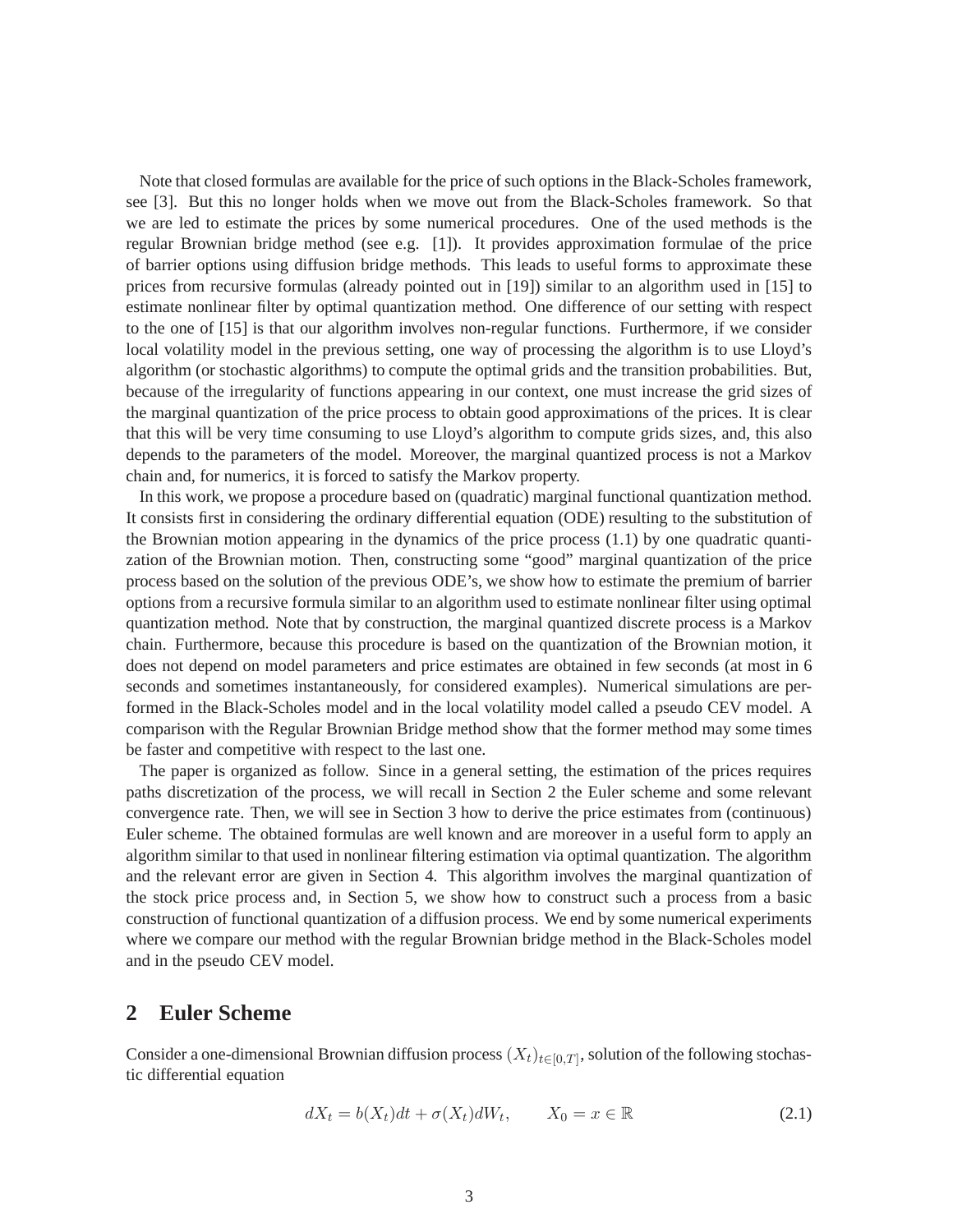Note that closed formulas are available for the price of such options in the Black-Scholes framework, see [3]. But this no longer holds when we move out from the Black-Scholes framework. So that we are led to estimate the prices by some numerical procedures. One of the used methods is the regular Brownian bridge method (see e.g. [1]). It provides approximation formulae of the price of barrier options using diffusion bridge methods. This leads to useful forms to approximate these prices from recursive formulas (already pointed out in [19]) similar to an algorithm used in [15] to estimate nonlinear filter by optimal quantization method. One difference of our setting with respect to the one of [15] is that our algorithm involves non-regular functions. Furthermore, if we consider local volatility model in the previous setting, one way of processing the algorithm is to use Lloyd's algorithm (or stochastic algorithms) to compute the optimal grids and the transition probabilities. But, because of the irregularity of functions appearing in our context, one must increase the grid sizes of the marginal quantization of the price process to obtain good approximations of the prices. It is clear that this will be very time consuming to use Lloyd's algorithm to compute grids sizes, and, this also depends to the parameters of the model. Moreover, the marginal quantized process is not a Markov chain and, for numerics, it is forced to satisfy the Markov property.

In this work, we propose a procedure based on (quadratic) marginal functional quantization method. It consists first in considering the ordinary differential equation (ODE) resulting to the substitution of the Brownian motion appearing in the dynamics of the price process (1.1) by one quadratic quantization of the Brownian motion. Then, constructing some "good" marginal quantization of the price process based on the solution of the previous ODE's, we show how to estimate the premium of barrier options from a recursive formula similar to an algorithm used to estimate nonlinear filter using optimal quantization method. Note that by construction, the marginal quantized discrete process is a Markov chain. Furthermore, because this procedure is based on the quantization of the Brownian motion, it does not depend on model parameters and price estimates are obtained in few seconds (at most in 6 seconds and sometimes instantaneously, for considered examples). Numerical simulations are performed in the Black-Scholes model and in the local volatility model called a pseudo CEV model. A comparison with the Regular Brownian Bridge method show that the former method may some times be faster and competitive with respect to the last one.

The paper is organized as follow. Since in a general setting, the estimation of the prices requires paths discretization of the process, we will recall in Section 2 the Euler scheme and some relevant convergence rate. Then, we will see in Section 3 how to derive the price estimates from (continuous) Euler scheme. The obtained formulas are well known and are moreover in a useful form to apply an algorithm similar to that used in nonlinear filtering estimation via optimal quantization. The algorithm and the relevant error are given in Section 4. This algorithm involves the marginal quantization of the stock price process and, in Section 5, we show how to construct such a process from a basic construction of functional quantization of a diffusion process. We end by some numerical experiments where we compare our method with the regular Brownian bridge method in the Black-Scholes model and in the pseudo CEV model.

## 2 Euler Scheme

Consider a one-dimensional Brownian diffusion process $(X_t)_{t\in[0,T]}$, solution of the following stochastic differential equation

$$dX_t = b(X_t)dt + \sigma(X_t)dW_t, \qquad X_0 = x \in \mathbb{R} \tag{2.1}$$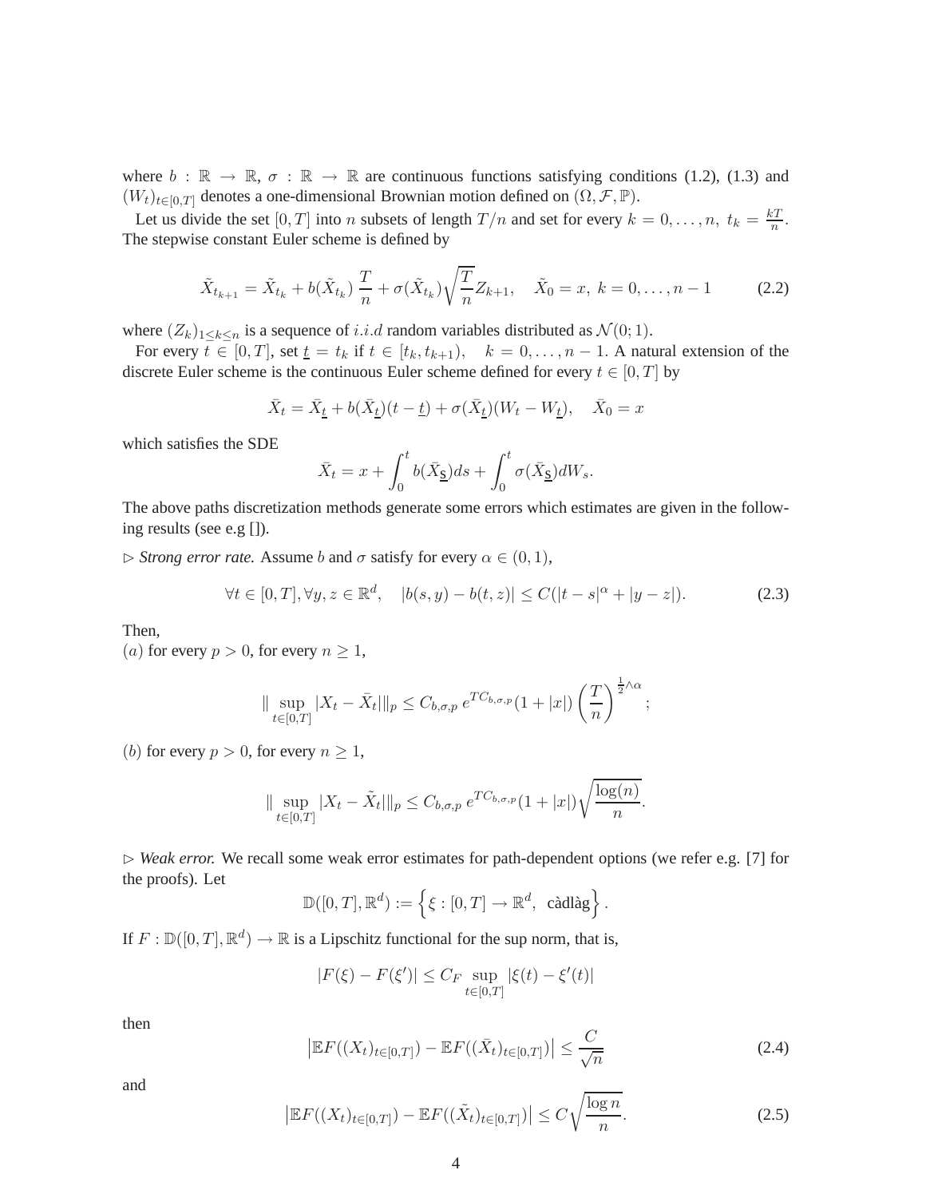where $b : \mathbb{R} \to \mathbb{R}$, $\sigma : \mathbb{R} \to \mathbb{R}$ are continuous functions satisfying conditions (1.2), (1.3) and $(W_t)_{t\in[0,T]}$ denotes a one-dimensional Brownian motion defined on $(\Omega, \mathcal{F}, \mathbb{P})$.

Let us divide the set $[0, T]$ into $n$ subsets of length $T/n$ and set for every $k = 0, \ldots, n$, $t_k = \frac{kT}{n}$. The stepwise constant Euler scheme is defined by

$$\tilde{X}_{t_{k+1}} = \tilde{X}_{t_k} + b(\tilde{X}_{t_k})\,\frac{T}{n} + \sigma(\tilde{X}_{t_k})\sqrt{\frac{T}{n}}Z_{k+1}, \quad \tilde{X}_0 = x,\; k = 0, \ldots, n-1 \tag{2.2}$$

where $(Z_k)_{1\le k\le n}$ is a sequence of $i.i.d$ random variables distributed as $\mathcal{N}(0;1)$.

For every $t \in [0, T]$, set $\underline{t} = t_k$ if $t \in [t_k, t_{k+1})$, $\quad k = 0, \ldots, n-1$. A natural extension of the discrete Euler scheme is the continuous Euler scheme defined for every $t \in [0, T]$ by

$$\bar{X}_t = \bar{X}_{\underline{t}} + b(\bar{X}_{\underline{t}})(t - \underline{t}) + \sigma(\bar{X}_{\underline{t}})(W_t - W_{\underline{t}}), \quad \bar{X}_0 = x$$

which satisfies the SDE

$$\bar{X}_t = x + \int_0^t b(\bar{X}_{\underline{s}})ds + \int_0^t \sigma(\bar{X}_{\underline{s}})dW_s.$$

The above paths discretization methods generate some errors which estimates are given in the following results (see e.g []).

$\triangleright$ *Strong error rate.* Assume $b$ and $\sigma$ satisfy for every $\alpha \in (0, 1)$,

$$\forall t \in [0, T], \forall y, z \in \mathbb{R}^d, \quad |b(s, y) - b(t, z)| \le C(|t - s|^\alpha + |y - z|). \tag{2.3}$$

Then,
$(a)$ for every $p > 0$, for every $n \ge 1$,

$$\| \sup_{t\in[0,T]} |X_t - \bar{X}_t| \|_p \le C_{b,\sigma,p}\, e^{TC_{b,\sigma,p}}(1 + |x|)\left(\frac{T}{n}\right)^{\frac{1}{2}\wedge\alpha};$$

$(b)$ for every $p > 0$, for every $n \ge 1$,

$$\| \sup_{t\in[0,T]} |X_t - \tilde{X}_t| \|_p \le C_{b,\sigma,p}\, e^{TC_{b,\sigma,p}}(1 + |x|)\sqrt{\frac{\log(n)}{n}}.$$

$\triangleright$ *Weak error.* We recall some weak error estimates for path-dependent options (we refer e.g. [7] for the proofs). Let

$$\mathbb{D}([0, T], \mathbb{R}^d) := \left\{ \xi : [0, T] \to \mathbb{R}^d, \text{ càdlàg} \right\}.$$

If $F : \mathbb{D}([0, T], \mathbb{R}^d) \to \mathbb{R}$ is a Lipschitz functional for the sup norm, that is,

$$|F(\xi) - F(\xi')| \le C_F \sup_{t\in[0,T]} |\xi(t) - \xi'(t)|$$

then

$$\left|\mathbb{E}F((X_t)_{t\in[0,T]}) - \mathbb{E}F((\bar{X}_t)_{t\in[0,T]})\right| \le \frac{C}{\sqrt{n}} \tag{2.4}$$

and

$$\left|\mathbb{E}F((X_t)_{t\in[0,T]}) - \mathbb{E}F((\tilde{X}_t)_{t\in[0,T]})\right| \le C\sqrt{\frac{\log n}{n}}. \tag{2.5}$$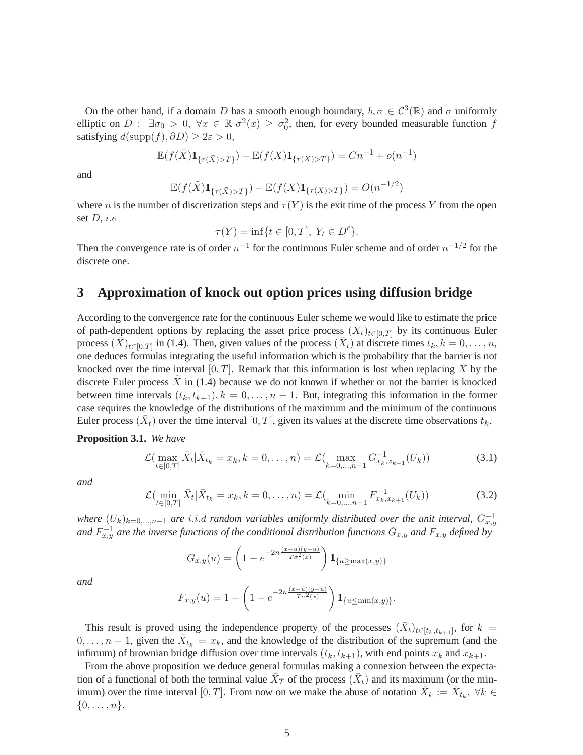On the other hand, if a domain $D$ has a smooth enough boundary, $b, \sigma \in \mathcal{C}^3(\mathbb{R})$ and $\sigma$ uniformly elliptic on $D$ : $\exists \sigma_0 > 0,\ \forall x \in \mathbb{R}\ \sigma^2(x) \geq \sigma_0^2$, then, for every bounded measurable function $f$ satisfying $d(\mathrm{supp}(f), \partial D) \geq 2\varepsilon > 0$,

$$\mathbb{E}(f(\bar{X})\mathbf{1}_{\{\tau(\bar{X})>T\}}) - \mathbb{E}(f(X)\mathbf{1}_{\{\tau(X)>T\}}) = Cn^{-1} + o(n^{-1})$$

and

$$\mathbb{E}(f(\tilde{X})\mathbf{1}_{\{\tau(\tilde{X})>T\}}) - \mathbb{E}(f(X)\mathbf{1}_{\{\tau(X)>T\}}) = O(n^{-1/2})$$

where $n$ is the number of discretization steps and $\tau(Y)$ is the exit time of the process $Y$ from the open set $D$, *i.e*

$$\tau(Y) = \inf\{t \in [0,T],\ Y_t \in D^c\}.$$

Then the convergence rate is of order $n^{-1}$ for the continuous Euler scheme and of order $n^{-1/2}$ for the discrete one.

## 3 Approximation of knock out option prices using diffusion bridge

According to the convergence rate for the continuous Euler scheme we would like to estimate the price of path-dependent options by replacing the asset price process $(X_t)_{t\in[0,T]}$ by its continuous Euler process $(\bar{X})_{t\in[0,T]}$ in (1.4). Then, given values of the process $(\bar{X}_t)$ at discrete times $t_k, k = 0,\ldots,n$, one deduces formulas integrating the useful information which is the probability that the barrier is not knocked over the time interval $[0,T]$. Remark that this information is lost when replacing $X$ by the discrete Euler process $\tilde{X}$ in (1.4) because we do not known if whether or not the barrier is knocked between time intervals $(t_k, t_{k+1}), k = 0,\ldots,n-1$. But, integrating this information in the former case requires the knowledge of the distributions of the maximum and the minimum of the continuous Euler process $(\bar{X}_t)$ over the time interval $[0,T]$, given its values at the discrete time observations $t_k$.

**Proposition 3.1.** *We have*

$$\mathcal{L}(\max_{t\in[0,T]} \bar{X}_t | \bar{X}_{t_k} = x_k, k = 0,\ldots,n) = \mathcal{L}(\max_{k=0,\ldots,n-1} G^{-1}_{x_k,x_{k+1}}(U_k)) \tag{3.1}$$

*and*

$$\mathcal{L}(\min_{t\in[0,T]} \bar{X}_t | \bar{X}_{t_k} = x_k, k = 0,\ldots,n) = \mathcal{L}(\min_{k=0,\ldots,n-1} F^{-1}_{x_k,x_{k+1}}(U_k)) \tag{3.2}$$

*where $(U_k)_{k=0,\ldots,n-1}$ are $i.i.d$ random variables uniformly distributed over the unit interval, $G^{-1}_{x,y}$ and $F^{-1}_{x,y}$ are the inverse functions of the conditional distribution functions $G_{x,y}$ and $F_{x,y}$ defined by*

$$G_{x,y}(u) = \left(1 - e^{-2n\frac{(x-u)(y-u)}{T\sigma^2(x)}}\right)\mathbf{1}_{\{u\geq \max(x,y)\}}$$

*and*

$$F_{x,y}(u) = 1 - \left(1 - e^{-2n\frac{(x-u)(y-u)}{T\sigma^2(x)}}\right)\mathbf{1}_{\{u\leq \min(x,y)\}}.$$

This result is proved using the independence property of the processes $(\bar{X}_t)_{t\in[t_k,t_{k+1}]}$, for $k = 0,\ldots,n-1$, given the $\bar{X}_{t_k} = x_k$, and the knowledge of the distribution of the supremum (and the infimum) of brownian bridge diffusion over time intervals $(t_k, t_{k+1})$, with end points $x_k$ and $x_{k+1}$.

From the above proposition we deduce general formulas making a connexion between the expectation of a functional of both the terminal value $\bar{X}_T$ of the process $(\bar{X}_t)$ and its maximum (or the minimum) over the time interval $[0,T]$. From now on we make the abuse of notation $\bar{X}_k := \bar{X}_{t_k},\ \forall k \in \{0,\ldots,n\}$.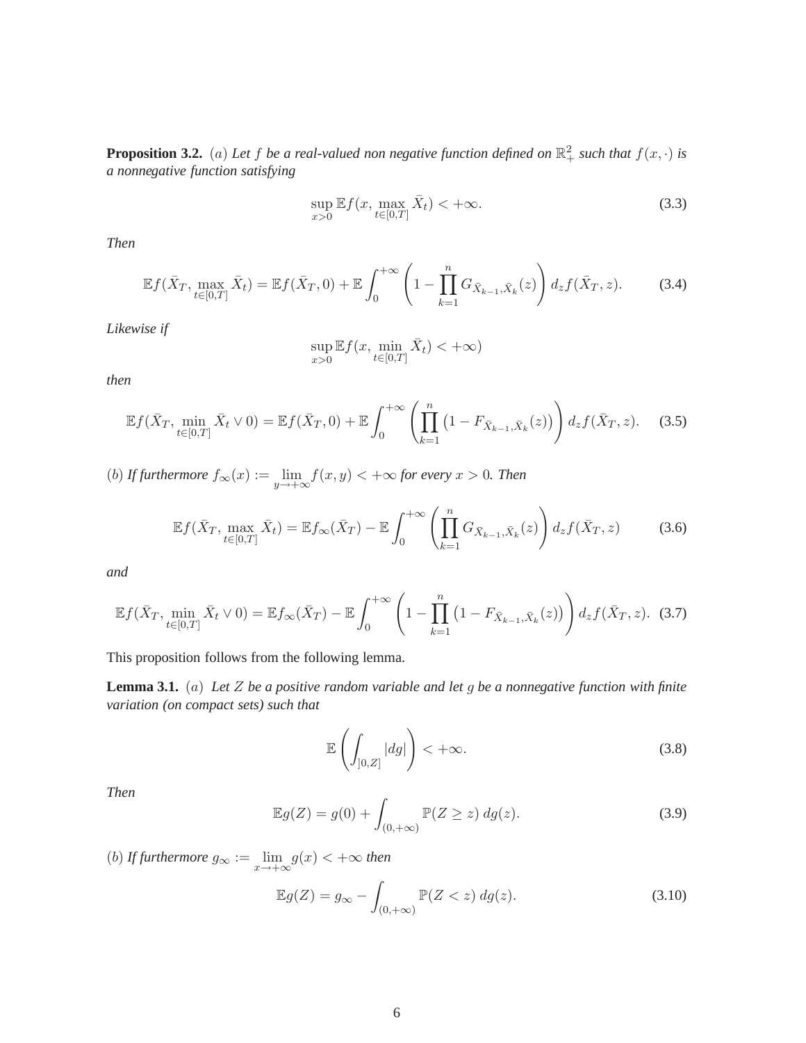**Proposition 3.2.** $(a)$ *Let $f$ be a real-valued non negative function defined on $\mathbb{R}_+^2$ such that $f(x,\cdot)$ is a nonnegative function satisfying*

$$\sup_{x>0} \mathbb{E} f(x, \max_{t\in[0,T]} \bar{X}_t) < +\infty. \tag{3.3}$$

*Then*

$$\mathbb{E} f(\bar{X}_T, \max_{t\in[0,T]} \bar{X}_t) = \mathbb{E} f(\bar{X}_T, 0) + \mathbb{E} \int_0^{+\infty} \left(1 - \prod_{k=1}^{n} G_{\bar{X}_{k-1},\bar{X}_k}(z)\right) d_z f(\bar{X}_T, z). \tag{3.4}$$

*Likewise if*

$$\sup_{x>0} \mathbb{E} f(x, \min_{t\in[0,T]} \bar{X}_t) < +\infty)$$

*then*

$$\mathbb{E} f(\bar{X}_T, \min_{t\in[0,T]} \bar{X}_t \vee 0) = \mathbb{E} f(\bar{X}_T, 0) + \mathbb{E} \int_0^{+\infty} \left(\prod_{k=1}^{n} \left(1 - F_{\bar{X}_{k-1},\bar{X}_k}(z)\right)\right) d_z f(\bar{X}_T, z). \tag{3.5}$$

$(b)$ *If furthermore $f_\infty(x) := \lim_{y\to+\infty} f(x,y) < +\infty$ for every $x > 0$. Then*

$$\mathbb{E} f(\bar{X}_T, \max_{t\in[0,T]} \bar{X}_t) = \mathbb{E} f_\infty(\bar{X}_T) - \mathbb{E} \int_0^{+\infty} \left(\prod_{k=1}^{n} G_{\bar{X}_{k-1},\bar{X}_k}(z)\right) d_z f(\bar{X}_T, z) \tag{3.6}$$

*and*

$$\mathbb{E} f(\bar{X}_T, \min_{t\in[0,T]} \bar{X}_t \vee 0) = \mathbb{E} f_\infty(\bar{X}_T) - \mathbb{E} \int_0^{+\infty} \left(1 - \prod_{k=1}^{n} \left(1 - F_{\bar{X}_{k-1},\bar{X}_k}(z)\right)\right) d_z f(\bar{X}_T, z). \tag{3.7}$$

This proposition follows from the following lemma.

**Lemma 3.1.** $(a)$ *Let $Z$ be a positive random variable and let $g$ be a nonnegative function with finite variation (on compact sets) such that*

$$\mathbb{E}\left(\int_{]0,Z]} |dg|\right) < +\infty. \tag{3.8}$$

*Then*

$$\mathbb{E} g(Z) = g(0) + \int_{(0,+\infty)} \mathbb{P}(Z \geq z)\, dg(z). \tag{3.9}$$

$(b)$ *If furthermore $g_\infty := \lim_{x\to+\infty} g(x) < +\infty$ then*

$$\mathbb{E} g(Z) = g_\infty - \int_{(0,+\infty)} \mathbb{P}(Z < z)\, dg(z). \tag{3.10}$$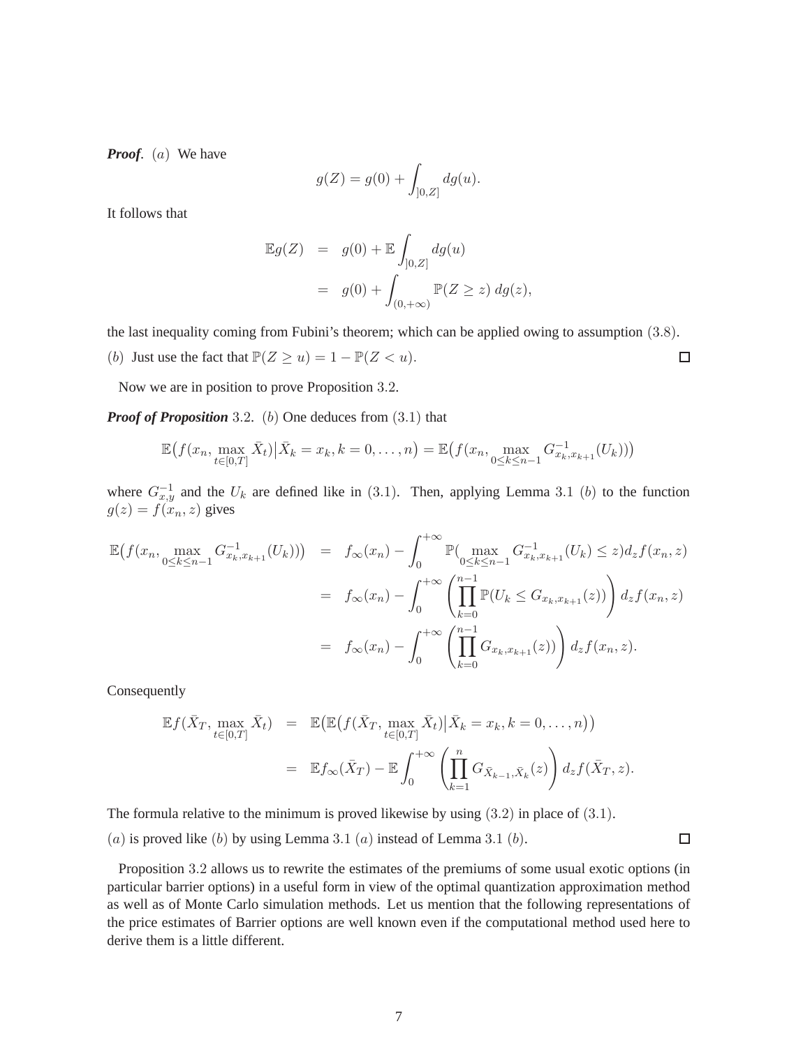***Proof***. $(a)$ We have

$$g(Z) = g(0) + \int_{]0,Z]} dg(u).$$

It follows that

$$\begin{aligned}
\mathbb{E}g(Z) &= g(0) + \mathbb{E}\int_{]0,Z]} dg(u) \\
&= g(0) + \int_{(0,+\infty)} \mathbb{P}(Z \geq z)\, dg(z),
\end{aligned}$$

the last inequality coming from Fubini's theorem; which can be applied owing to assumption $(3.8)$.

$(b)$ Just use the fact that $\mathbb{P}(Z \geq u) = 1 - \mathbb{P}(Z < u)$. $\square$

Now we are in position to prove Proposition 3.2.

***Proof of Proposition*** 3.2. $(b)$ One deduces from $(3.1)$ that

$$\mathbb{E}\big(f(x_n, \max_{t\in[0,T]} \bar{X}_t)\big|\bar{X}_k = x_k, k = 0,\ldots,n\big) = \mathbb{E}\big(f(x_n, \max_{0\leq k\leq n-1} G^{-1}_{x_k,x_{k+1}}(U_k))\big)$$

where $G^{-1}_{x,y}$ and the $U_k$ are defined like in $(3.1)$. Then, applying Lemma 3.1 $(b)$ to the function $g(z) = f(x_n, z)$ gives

$$\begin{aligned}
\mathbb{E}\big(f(x_n, \max_{0\leq k\leq n-1} G^{-1}_{x_k,x_{k+1}}(U_k))\big) &= f_\infty(x_n) - \int_0^{+\infty} \mathbb{P}\big(\max_{0\leq k\leq n-1} G^{-1}_{x_k,x_{k+1}}(U_k) \leq z\big) d_z f(x_n, z) \\
&= f_\infty(x_n) - \int_0^{+\infty} \left(\prod_{k=0}^{n-1} \mathbb{P}(U_k \leq G_{x_k,x_{k+1}}(z))\right) d_z f(x_n, z) \\
&= f_\infty(x_n) - \int_0^{+\infty} \left(\prod_{k=0}^{n-1} G_{x_k,x_{k+1}}(z))\right) d_z f(x_n, z).
\end{aligned}$$

Consequently

$$\begin{aligned}
\mathbb{E}f(\bar{X}_T, \max_{t\in[0,T]} \bar{X}_t) &= \mathbb{E}\big(\mathbb{E}\big(f(\bar{X}_T, \max_{t\in[0,T]} \bar{X}_t)\big|\bar{X}_k = x_k, k = 0,\ldots,n\big)\big) \\
&= \mathbb{E}f_\infty(\bar{X}_T) - \mathbb{E}\int_0^{+\infty} \left(\prod_{k=1}^{n} G_{\bar{X}_{k-1},\bar{X}_k}(z)\right) d_z f(\bar{X}_T, z).
\end{aligned}$$

The formula relative to the minimum is proved likewise by using $(3.2)$ in place of $(3.1)$.

$(a)$ is proved like $(b)$ by using Lemma 3.1 $(a)$ instead of Lemma 3.1 $(b)$. $\square$

Proposition 3.2 allows us to rewrite the estimates of the premiums of some usual exotic options (in particular barrier options) in a useful form in view of the optimal quantization approximation method as well as of Monte Carlo simulation methods. Let us mention that the following representations of the price estimates of Barrier options are well known even if the computational method used here to derive them is a little different.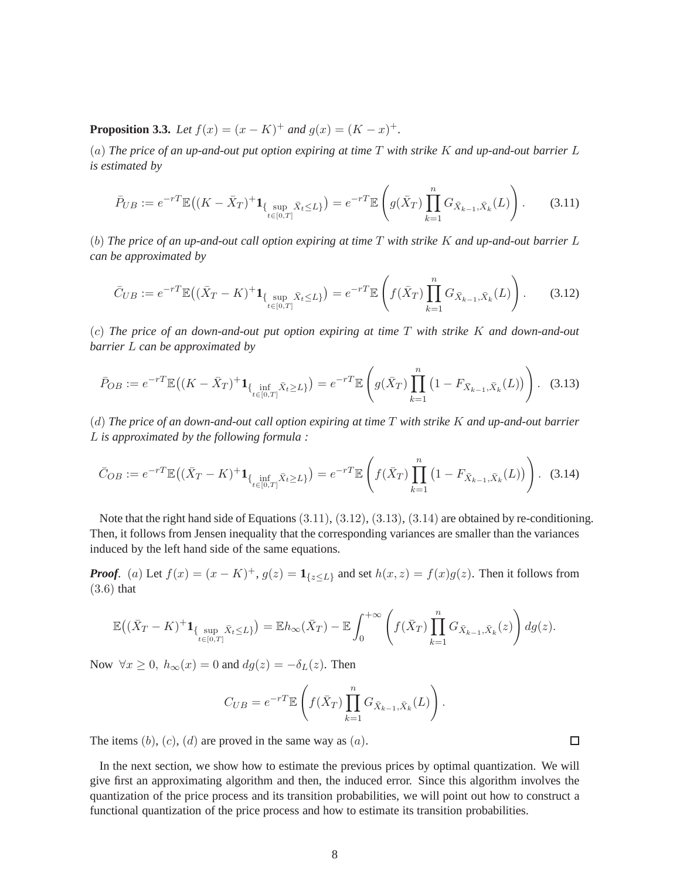**Proposition 3.3.** *Let $f(x) = (x - K)^+$ and $g(x) = (K - x)^+$.*

$(a)$ *The price of an up-and-out put option expiring at time $T$ with strike $K$ and up-and-out barrier $L$ is estimated by*

$$\bar{P}_{UB} := e^{-rT}\mathbb{E}\big((K - \bar{X}_T)^+ \mathbf{1}_{\{\sup_{t\in[0,T]} \bar{X}_t \le L\}}\big) = e^{-rT}\mathbb{E}\left(g(\bar{X}_T)\prod_{k=1}^{n} G_{\bar{X}_{k-1},\bar{X}_k}(L)\right). \tag{3.11}$$

$(b)$ *The price of an up-and-out call option expiring at time $T$ with strike $K$ and up-and-out barrier $L$ can be approximated by*

$$\bar{C}_{UB} := e^{-rT}\mathbb{E}\big((\bar{X}_T - K)^+ \mathbf{1}_{\{\sup_{t\in[0,T]} \bar{X}_t \le L\}}\big) = e^{-rT}\mathbb{E}\left(f(\bar{X}_T)\prod_{k=1}^{n} G_{\bar{X}_{k-1},\bar{X}_k}(L)\right). \tag{3.12}$$

$(c)$ *The price of an down-and-out put option expiring at time $T$ with strike $K$ and down-and-out barrier $L$ can be approximated by*

$$\bar{P}_{OB} := e^{-rT}\mathbb{E}\big((K - \bar{X}_T)^+ \mathbf{1}_{\{\inf_{t\in[0,T]} \bar{X}_t \ge L\}}\big) = e^{-rT}\mathbb{E}\left(g(\bar{X}_T)\prod_{k=1}^{n} \big(1 - F_{\bar{X}_{k-1},\bar{X}_k}(L)\big)\right). \tag{3.13}$$

$(d)$ *The price of an down-and-out call option expiring at time $T$ with strike $K$ and up-and-out barrier $L$ is approximated by the following formula :*

$$\bar{C}_{OB} := e^{-rT}\mathbb{E}\big((\bar{X}_T - K)^+ \mathbf{1}_{\{\inf_{t\in[0,T]} \bar{X}_t \ge L\}}\big) = e^{-rT}\mathbb{E}\left(f(\bar{X}_T)\prod_{k=1}^{n} \big(1 - F_{\bar{X}_{k-1},\bar{X}_k}(L)\big)\right). \tag{3.14}$$

Note that the right hand side of Equations $(3.11)$, $(3.12)$, $(3.13)$, $(3.14)$ are obtained by re-conditioning. Then, it follows from Jensen inequality that the corresponding variances are smaller than the variances induced by the left hand side of the same equations.

***Proof.*** $(a)$ Let $f(x) = (x - K)^+$, $g(z) = \mathbf{1}_{\{z \le L\}}$ and set $h(x, z) = f(x)g(z)$. Then it follows from $(3.6)$ that

$$\mathbb{E}\big((\bar{X}_T - K)^+ \mathbf{1}_{\{\sup_{t\in[0,T]} \bar{X}_t \le L\}}\big) = \mathbb{E}h_\infty(\bar{X}_T) - \mathbb{E}\int_0^{+\infty}\left(f(\bar{X}_T)\prod_{k=1}^{n} G_{\bar{X}_{k-1},\bar{X}_k}(z)\right)dg(z).$$

Now $\forall x \ge 0,\ h_\infty(x) = 0$ and $dg(z) = -\delta_L(z)$. Then

$$C_{UB} = e^{-rT}\mathbb{E}\left(f(\bar{X}_T)\prod_{k=1}^{n} G_{\bar{X}_{k-1},\bar{X}_k}(L)\right).$$

The items $(b)$, $(c)$, $(d)$ are proved in the same way as $(a)$. □

In the next section, we show how to estimate the previous prices by optimal quantization. We will give first an approximating algorithm and then, the induced error. Since this algorithm involves the quantization of the price process and its transition probabilities, we will point out how to construct a functional quantization of the price process and how to estimate its transition probabilities.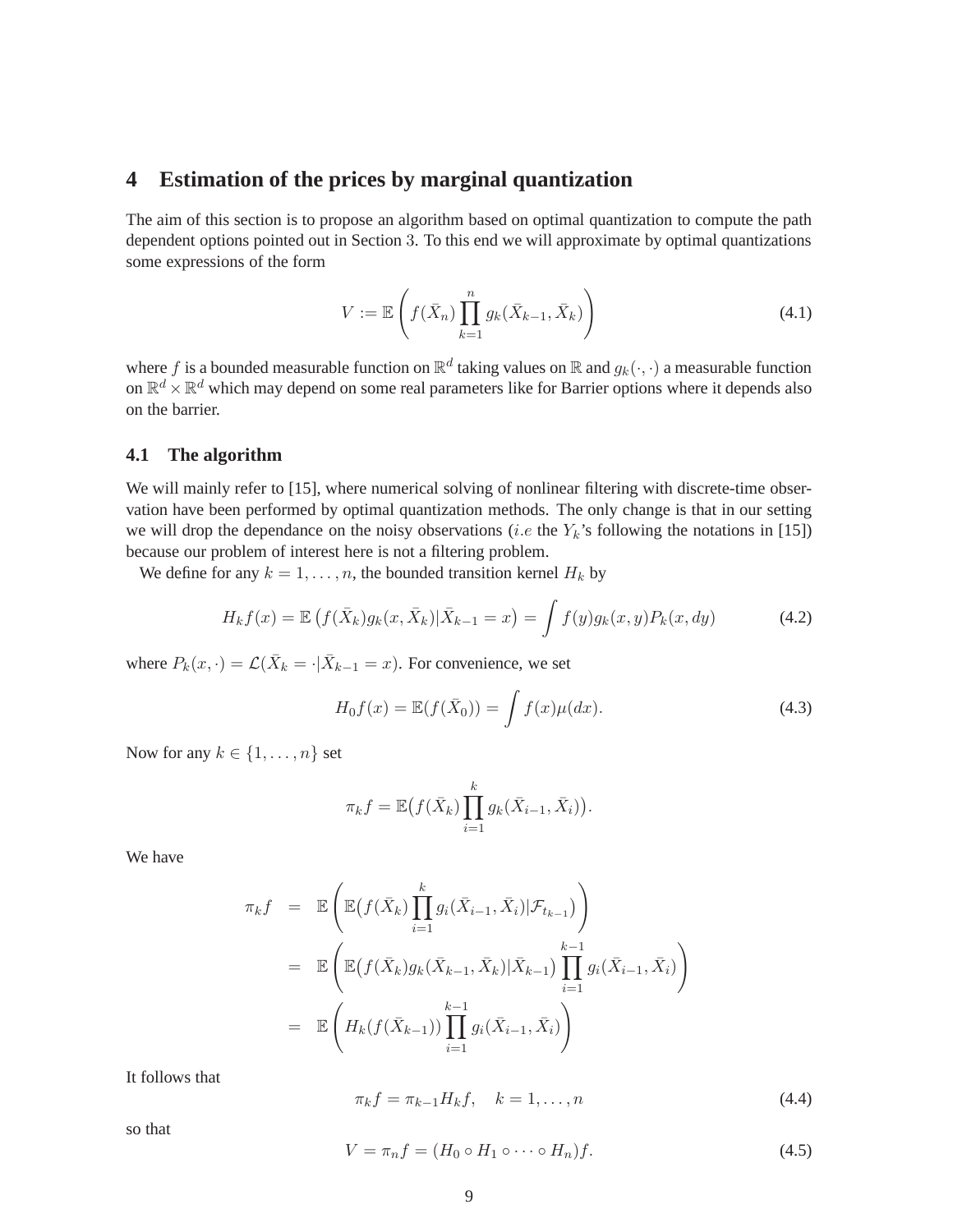# 4 Estimation of the prices by marginal quantization

The aim of this section is to propose an algorithm based on optimal quantization to compute the path dependent options pointed out in Section 3. To this end we will approximate by optimal quantizations some expressions of the form

$$V := \mathbb{E}\left(f(\bar{X}_n)\prod_{k=1}^{n} g_k(\bar{X}_{k-1},\bar{X}_k)\right) \tag{4.1}$$

where $f$ is a bounded measurable function on $\mathbb{R}^d$ taking values on $\mathbb{R}$ and $g_k(\cdot,\cdot)$ a measurable function on $\mathbb{R}^d \times \mathbb{R}^d$ which may depend on some real parameters like for Barrier options where it depends also on the barrier.

## 4.1 The algorithm

We will mainly refer to [15], where numerical solving of nonlinear filtering with discrete-time observation have been performed by optimal quantization methods. The only change is that in our setting we will drop the dependance on the noisy observations ($i.e$ the $Y_k$'s following the notations in [15]) because our problem of interest here is not a filtering problem.

We define for any $k = 1,\ldots,n$, the bounded transition kernel $H_k$ by

$$H_k f(x) = \mathbb{E}\left(f(\bar{X}_k)g_k(x,\bar{X}_k)|\bar{X}_{k-1} = x\right) = \int f(y)g_k(x,y)P_k(x,dy) \tag{4.2}$$

where $P_k(x,\cdot) = \mathcal{L}(\bar{X}_k = \cdot|\bar{X}_{k-1} = x)$. For convenience, we set

$$H_0 f(x) = \mathbb{E}(f(\bar{X}_0)) = \int f(x)\mu(dx). \tag{4.3}$$

Now for any $k \in \{1,\ldots,n\}$ set

$$\pi_k f = \mathbb{E}\big(f(\bar{X}_k)\prod_{i=1}^{k} g_k(\bar{X}_{i-1},\bar{X}_i)\big).$$

We have

$$\begin{aligned}
\pi_k f &= \mathbb{E}\left(\mathbb{E}\big(f(\bar{X}_k)\prod_{i=1}^{k} g_i(\bar{X}_{i-1},\bar{X}_i)|\mathcal{F}_{t_{k-1}}\big)\right)\\
&= \mathbb{E}\left(\mathbb{E}\big(f(\bar{X}_k)g_k(\bar{X}_{k-1},\bar{X}_k)|\bar{X}_{k-1}\big)\prod_{i=1}^{k-1} g_i(\bar{X}_{i-1},\bar{X}_i)\right)\\
&= \mathbb{E}\left(H_k(f(\bar{X}_{k-1}))\prod_{i=1}^{k-1} g_i(\bar{X}_{i-1},\bar{X}_i)\right)
\end{aligned}$$

It follows that

$$\pi_k f = \pi_{k-1}H_k f, \quad k = 1,\ldots,n \tag{4.4}$$

so that

$$V = \pi_n f = (H_0 \circ H_1 \circ \cdots \circ H_n)f. \tag{4.5}$$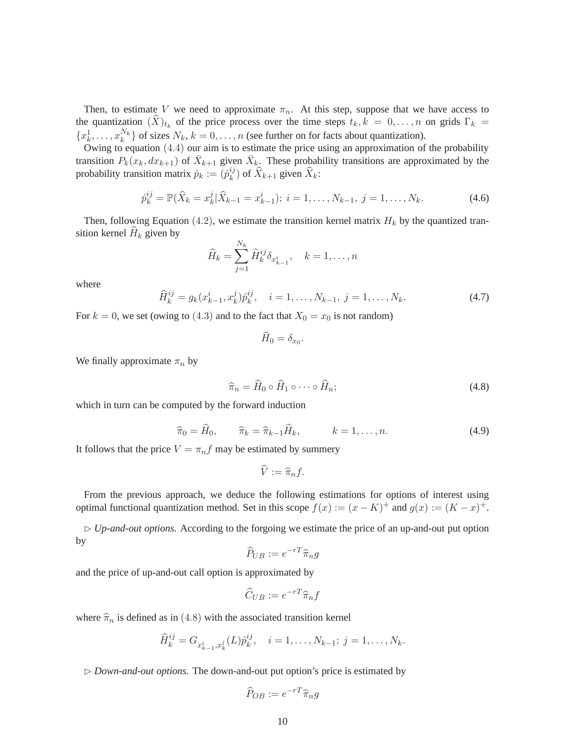Then, to estimate $V$ we need to approximate $\pi_n$. At this step, suppose that we have access to the quantization $(\widehat{X})_{t_k}$ of the price process over the time steps $t_k, k = 0, \ldots, n$ on grids $\Gamma_k = \{x_k^1, \ldots, x_k^{N_k}\}$ of sizes $N_k, k = 0, \ldots, n$ (see further on for facts about quantization).

Owing to equation (4.4) our aim is to estimate the price using an approximation of the probability transition $P_k(x_k, dx_{k+1})$ of $\bar{X}_{k+1}$ given $\bar{X}_k$. These probability transitions are approximated by the probability transition matrix $\hat{p}_k := (\hat{p}_k^{ij})$ of $\widehat{X}_{k+1}$ given $\widehat{X}_k$:

$$\hat{p}_k^{ij} = \mathbb{P}(\widehat{X}_k = x_k^j | \widehat{X}_{k-1} = x_{k-1}^i); \; i = 1, \ldots, N_{k-1}, \; j = 1, \ldots, N_k. \tag{4.6}$$

Then, following Equation (4.2), we estimate the transition kernel matrix $H_k$ by the quantized transition kernel $\widehat{H}_k$ given by

$$\widehat{H}_k = \sum_{j=1}^{N_k} \widehat{H}_k^{ij} \delta_{x_{k-1}^i}, \quad k = 1, \ldots, n$$

where

$$\widehat{H}_k^{ij} = g_k(x_{k-1}^i, x_k^j) \hat{p}_k^{ij}, \quad i = 1, \ldots, N_{k-1}, \; j = 1, \ldots, N_k. \tag{4.7}$$

For $k = 0$, we set (owing to (4.3) and to the fact that $X_0 = x_0$ is not random)

$$\widehat{H}_0 = \delta_{x_0}.$$

We finally approximate $\pi_n$ by

$$\widehat{\pi}_n = \widehat{H}_0 \circ \widehat{H}_1 \circ \cdots \circ \widehat{H}_n; \tag{4.8}$$

which in turn can be computed by the forward induction

$$\widehat{\pi}_0 = \widehat{H}_0, \qquad \widehat{\pi}_k = \widehat{\pi}_{k-1} \widehat{H}_k, \qquad k = 1, \ldots, n. \tag{4.9}$$

It follows that the price $V = \pi_n f$ may be estimated by summery

$$\widehat{V} := \widehat{\pi}_n f.$$

From the previous approach, we deduce the following estimations for options of interest using optimal functional quantization method. Set in this scope $f(x) := (x - K)^+$ and $g(x) := (K - x)^+$.

$\triangleright$ *Up-and-out options.* According to the forgoing we estimate the price of an up-and-out put option by

$$\widehat{P}_{UB} := e^{-rT} \widehat{\pi}_n g$$

and the price of up-and-out call option is approximated by

$$\widehat{C}_{UB} := e^{-rT} \widehat{\pi}_n f$$

where $\widehat{\pi}_n$ is defined as in (4.8) with the associated transition kernel

$$\widehat{H}_k^{ij} = G_{x_{k-1}^i, x_k^j}(L) \hat{p}_k^{ij}, \quad i = 1, \ldots, N_{k-1}; \; j = 1, \ldots, N_k.$$

$\triangleright$ *Down-and-out options.* The down-and-out put option's price is estimated by

$$\widehat{P}_{OB} := e^{-rT} \widehat{\pi}_n g$$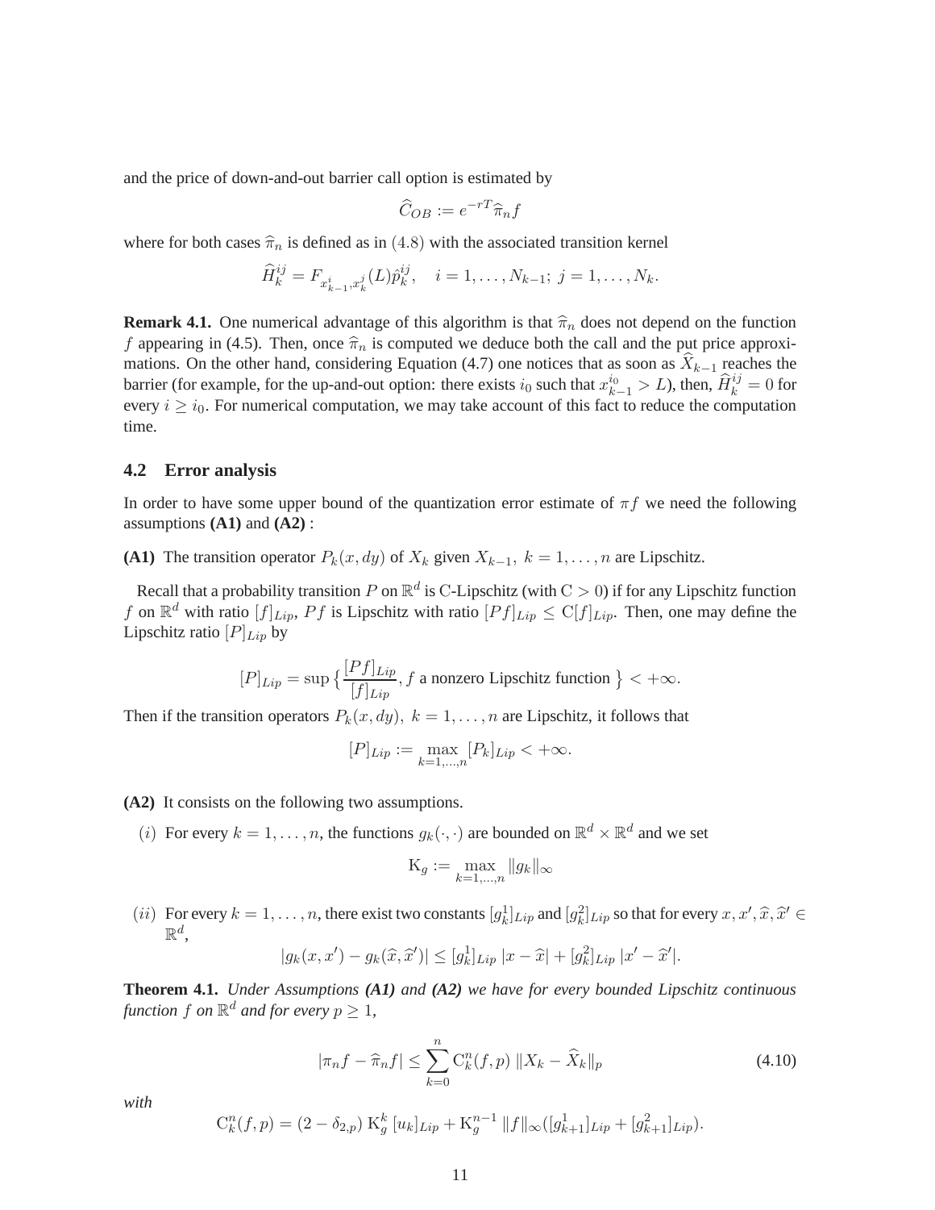and the price of down-and-out barrier call option is estimated by

$$\widehat{C}_{OB} := e^{-rT}\widehat{\pi}_n f$$

where for both cases $\widehat{\pi}_n$ is defined as in $(4.8)$ with the associated transition kernel

$$\widehat{H}_k^{ij} = F_{x_{k-1}^i, x_k^j}(L)\hat{p}_k^{ij}, \quad i = 1, \ldots, N_{k-1};\ j = 1, \ldots, N_k.$$

**Remark 4.1.** One numerical advantage of this algorithm is that $\widehat{\pi}_n$ does not depend on the function $f$ appearing in (4.5). Then, once $\widehat{\pi}_n$ is computed we deduce both the call and the put price approximations. On the other hand, considering Equation (4.7) one notices that as soon as $\widehat{X}_{k-1}$ reaches the barrier (for example, for the up-and-out option: there exists $i_0$ such that $x_{k-1}^{i_0} > L$), then, $\widehat{H}_k^{ij} = 0$ for every $i \geq i_0$. For numerical computation, we may take account of this fact to reduce the computation time.

## 4.2 Error analysis

In order to have some upper bound of the quantization error estimate of $\pi f$ we need the following assumptions **(A1)** and **(A2)** :

**(A1)** The transition operator $P_k(x, dy)$ of $X_k$ given $X_{k-1},\ k = 1, \ldots, n$ are Lipschitz.

Recall that a probability transition $P$ on $\mathbb{R}^d$ is C-Lipschitz (with $\mathrm{C} > 0$) if for any Lipschitz function $f$ on $\mathbb{R}^d$ with ratio $[f]_{Lip}$, $Pf$ is Lipschitz with ratio $[Pf]_{Lip} \leq \mathrm{C}[f]_{Lip}$. Then, one may define the Lipschitz ratio $[P]_{Lip}$ by

$$[P]_{Lip} = \sup\big\{\frac{[Pf]_{Lip}}{[f]_{Lip}}, f \text{ a nonzero Lipschitz function }\big\} < +\infty.$$

Then if the transition operators $P_k(x, dy),\ k = 1, \ldots, n$ are Lipschitz, it follows that

$$[P]_{Lip} := \max_{k=1,\ldots,n}[P_k]_{Lip} < +\infty.$$

**(A2)** It consists on the following two assumptions.

$(i)$ For every $k = 1, \ldots, n$, the functions $g_k(\cdot, \cdot)$ are bounded on $\mathbb{R}^d \times \mathbb{R}^d$ and we set

$$\mathrm{K}_g := \max_{k=1,\ldots,n}\|g_k\|_\infty$$

$(ii)$ For every $k = 1, \ldots, n$, there exist two constants $[g_k^1]_{Lip}$ and $[g_k^2]_{Lip}$ so that for every $x, x', \widehat{x}, \widehat{x}' \in \mathbb{R}^d$,

$$|g_k(x, x') - g_k(\widehat{x}, \widehat{x}')| \leq [g_k^1]_{Lip}\,|x - \widehat{x}| + [g_k^2]_{Lip}\,|x' - \widehat{x}'|.$$

**Theorem 4.1.** *Under Assumptions **(A1)** and **(A2)** we have for every bounded Lipschitz continuous function $f$ on $\mathbb{R}^d$ and for every $p \geq 1$,*

$$|\pi_n f - \widehat{\pi}_n f| \leq \sum_{k=0}^{n} \mathrm{C}_k^n(f, p)\,\|X_k - \widehat{X}_k\|_p \tag{4.10}$$

*with*

$$\mathrm{C}_k^n(f, p) = (2 - \delta_{2,p})\,\mathrm{K}_g^k\,[u_k]_{Lip} + \mathrm{K}_g^{n-1}\,\|f\|_\infty([g_{k+1}^1]_{Lip} + [g_{k+1}^2]_{Lip}).$$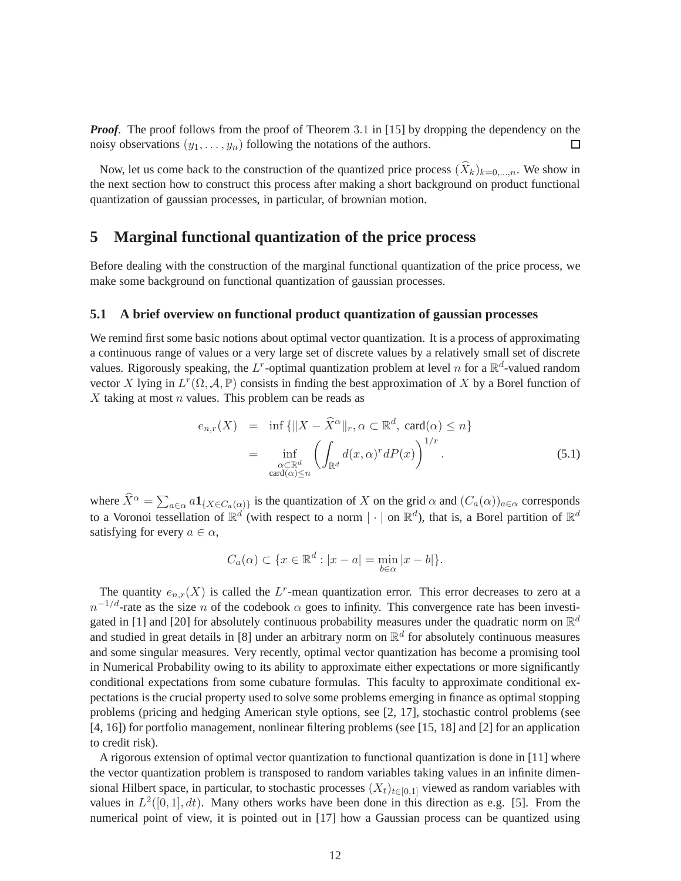***Proof*.** The proof follows from the proof of Theorem 3.1 in [15] by dropping the dependency on the noisy observations $(y_1, \ldots, y_n)$ following the notations of the authors. $\square$

Now, let us come back to the construction of the quantized price process $(\widehat{X}_k)_{k=0,\ldots,n}$. We show in the next section how to construct this process after making a short background on product functional quantization of gaussian processes, in particular, of brownian motion.

## 5 Marginal functional quantization of the price process

Before dealing with the construction of the marginal functional quantization of the price process, we make some background on functional quantization of gaussian processes.

### 5.1 A brief overview on functional product quantization of gaussian processes

We remind first some basic notions about optimal vector quantization. It is a process of approximating a continuous range of values or a very large set of discrete values by a relatively small set of discrete values. Rigorously speaking, the $L^r$-optimal quantization problem at level $n$ for a $\mathbb{R}^d$-valued random vector $X$ lying in $L^r(\Omega, \mathcal{A}, \mathbb{P})$ consists in finding the best approximation of $X$ by a Borel function of $X$ taking at most $n$ values. This problem can be reads as

$$
\begin{aligned}
e_{n,r}(X) &= \inf \{ \|X - \widehat{X}^{\alpha}\|_r, \alpha \subset \mathbb{R}^d, \ \text{card}(\alpha) \leq n \} \\
&= \inf_{\substack{\alpha \subset \mathbb{R}^d \\ \text{card}(\alpha) \leq n}} \left( \int_{\mathbb{R}^d} d(x, \alpha)^r dP(x) \right)^{1/r}. \qquad (5.1)
\end{aligned}
$$

where $\widehat{X}^{\alpha} = \sum_{a \in \alpha} a \mathbf{1}_{\{X \in C_a(\alpha)\}}$ is the quantization of $X$ on the grid $\alpha$ and $(C_a(\alpha))_{a \in \alpha}$ corresponds to a Voronoi tessellation of $\mathbb{R}^d$ (with respect to a norm $|\cdot|$ on $\mathbb{R}^d$), that is, a Borel partition of $\mathbb{R}^d$ satisfying for every $a \in \alpha$,

$$
C_a(\alpha) \subset \{ x \in \mathbb{R}^d : |x - a| = \min_{b \in \alpha} |x - b| \}.
$$

The quantity $e_{n,r}(X)$ is called the $L^r$-mean quantization error. This error decreases to zero at a $n^{-1/d}$-rate as the size $n$ of the codebook $\alpha$ goes to infinity. This convergence rate has been investigated in [1] and [20] for absolutely continuous probability measures under the quadratic norm on $\mathbb{R}^d$ and studied in great details in [8] under an arbitrary norm on $\mathbb{R}^d$ for absolutely continuous measures and some singular measures. Very recently, optimal vector quantization has become a promising tool in Numerical Probability owing to its ability to approximate either expectations or more significantly conditional expectations from some cubature formulas. This faculty to approximate conditional expectations is the crucial property used to solve some problems emerging in finance as optimal stopping problems (pricing and hedging American style options, see [2, 17], stochastic control problems (see [4, 16]) for portfolio management, nonlinear filtering problems (see [15, 18] and [2] for an application to credit risk).

A rigorous extension of optimal vector quantization to functional quantization is done in [11] where the vector quantization problem is transposed to random variables taking values in an infinite dimensional Hilbert space, in particular, to stochastic processes $(X_t)_{t \in [0,1]}$ viewed as random variables with values in $L^2([0,1], dt)$. Many others works have been done in this direction as e.g. [5]. From the numerical point of view, it is pointed out in [17] how a Gaussian process can be quantized using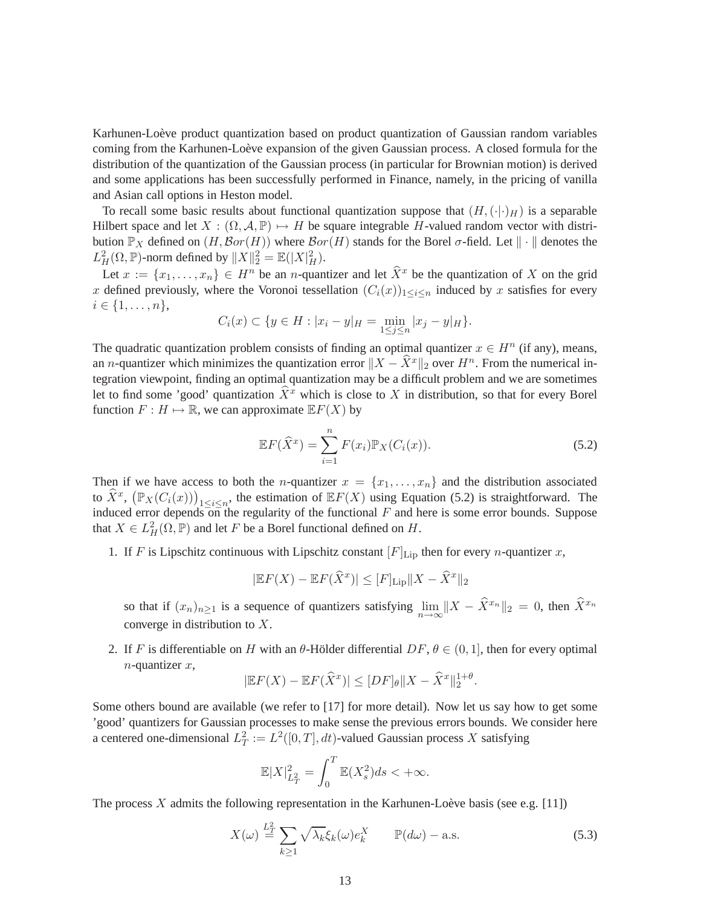Karhunen-Loève product quantization based on product quantization of Gaussian random variables coming from the Karhunen-Loève expansion of the given Gaussian process. A closed formula for the distribution of the quantization of the Gaussian process (in particular for Brownian motion) is derived and some applications has been successfully performed in Finance, namely, in the pricing of vanilla and Asian call options in Heston model.

To recall some basic results about functional quantization suppose that $(H, (\cdot|\cdot)_H)$ is a separable Hilbert space and let $X : (\Omega, \mathcal{A}, \mathbb{P}) \mapsto H$ be square integrable $H$-valued random vector with distribution $\mathbb{P}_X$ defined on $(H, \mathcal{B}or(H))$ where $\mathcal{B}or(H)$ stands for the Borel $\sigma$-field. Let $\|\cdot\|$ denotes the $L^2_H(\Omega, \mathbb{P})$-norm defined by $\|X\|_2^2 = \mathbb{E}(|X|_H^2)$.

Let $x := \{x_1, \ldots, x_n\} \in H^n$ be an $n$-quantizer and let $\widehat{X}^x$ be the quantization of $X$ on the grid $x$ defined previously, where the Voronoi tessellation $(C_i(x))_{1 \le i \le n}$ induced by $x$ satisfies for every $i \in \{1, \ldots, n\}$,

$$C_i(x) \subset \{y \in H : |x_i - y|_H = \min_{1 \le j \le n} |x_j - y|_H\}.$$

The quadratic quantization problem consists of finding an optimal quantizer $x \in H^n$ (if any), means, an $n$-quantizer which minimizes the quantization error $\|X - \widehat{X}^x\|_2$ over $H^n$. From the numerical integration viewpoint, finding an optimal quantization may be a difficult problem and we are sometimes let to find some 'good' quantization $\widehat{X}^x$ which is close to $X$ in distribution, so that for every Borel function $F : H \mapsto \mathbb{R}$, we can approximate $\mathbb{E}F(X)$ by

$$\mathbb{E}F(\widehat{X}^x) = \sum_{i=1}^{n} F(x_i)\mathbb{P}_X(C_i(x)). \tag{5.2}$$

Then if we have access to both the $n$-quantizer $x = \{x_1, \ldots, x_n\}$ and the distribution associated to $\widehat{X}^x$, $\left(\mathbb{P}_X(C_i(x))\right)_{1 \le i \le n}$, the estimation of $\mathbb{E}F(X)$ using Equation (5.2) is straightforward. The induced error depends on the regularity of the functional $F$ and here is some error bounds. Suppose that $X \in L^2_H(\Omega, \mathbb{P})$ and let $F$ be a Borel functional defined on $H$.

1. If $F$ is Lipschitz continuous with Lipschitz constant $[F]_{\text{Lip}}$ then for every $n$-quantizer $x$,

$$|\mathbb{E}F(X) - \mathbb{E}F(\widehat{X}^x)| \le [F]_{\text{Lip}} \|X - \widehat{X}^x\|_2$$

so that if $(x_n)_{n \ge 1}$ is a sequence of quantizers satisfying $\lim_{n \to \infty} \|X - \widehat{X}^{x_n}\|_2 = 0$, then $\widehat{X}^{x_n}$ converge in distribution to $X$.

2. If $F$ is differentiable on $H$ with an $\theta$-Hölder differential $DF$, $\theta \in (0, 1]$, then for every optimal $n$-quantizer $x$,

$$|\mathbb{E}F(X) - \mathbb{E}F(\widehat{X}^x)| \le [DF]_\theta \|X - \widehat{X}^x\|_2^{1+\theta}.$$

Some others bound are available (we refer to [17] for more detail). Now let us say how to get some 'good' quantizers for Gaussian processes to make sense the previous errors bounds. We consider here a centered one-dimensional $L^2_T := L^2([0, T], dt)$-valued Gaussian process $X$ satisfying

$$\mathbb{E}|X|^2_{L^2_T} = \int_0^T \mathbb{E}(X_s^2) ds < +\infty.$$

The process $X$ admits the following representation in the Karhunen-Loève basis (see e.g. [11])

$$X(\omega) \stackrel{L^2_T}{=} \sum_{k \ge 1} \sqrt{\lambda_k} \xi_k(\omega) e_k^X \qquad \mathbb{P}(d\omega) - \text{a.s.} \tag{5.3}$$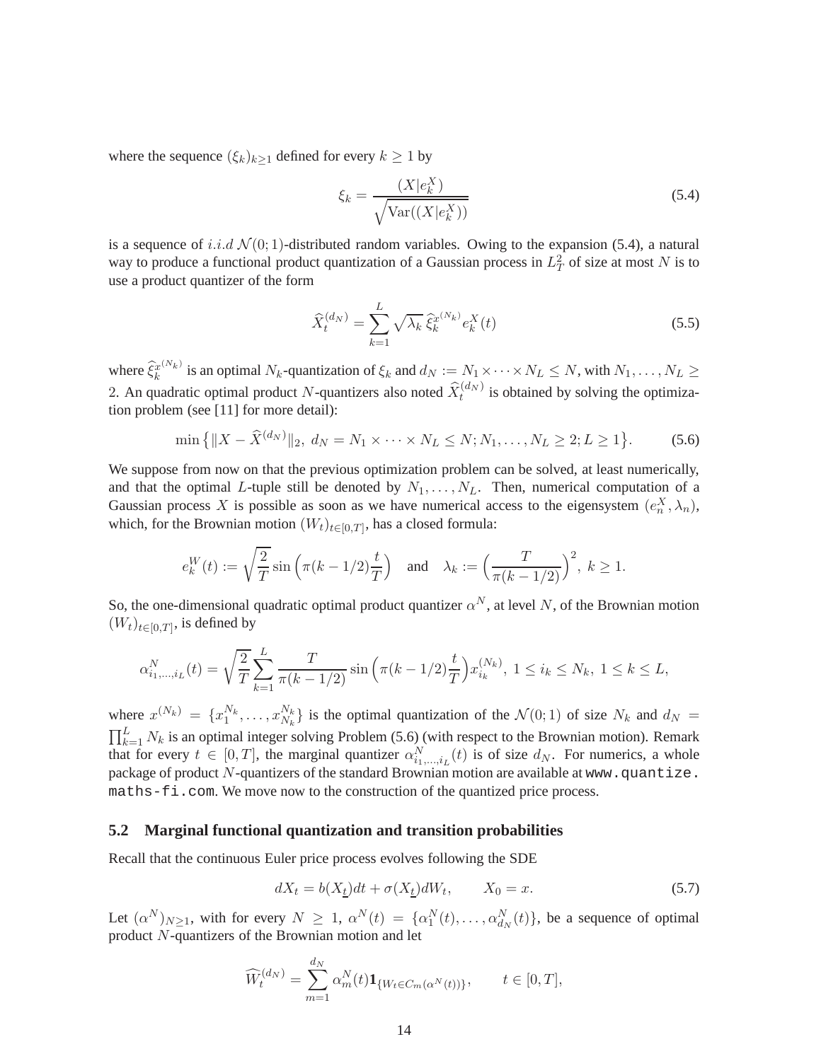where the sequence $(\xi_k)_{k\geq 1}$ defined for every $k \geq 1$ by

$$\xi_k = \frac{(X|e_k^X)}{\sqrt{\mathrm{Var}((X|e_k^X))}} \tag{5.4}$$

is a sequence of $i.i.d\ \mathcal{N}(0;1)$-distributed random variables. Owing to the expansion (5.4), a natural way to produce a functional product quantization of a Gaussian process in $L_T^2$ of size at most $N$ is to use a product quantizer of the form

$$\widehat{X}_t^{(d_N)} = \sum_{k=1}^{L} \sqrt{\lambda_k}\, \widehat{\xi}_k^{x^{(N_k)}} e_k^X(t) \tag{5.5}$$

where $\widehat{\xi}_k^{x^{(N_k)}}$ is an optimal $N_k$-quantization of $\xi_k$ and $d_N := N_1 \times \cdots \times N_L \leq N$, with $N_1, \ldots, N_L \geq 2$. An quadratic optimal product $N$-quantizers also noted $\widehat{X}_t^{(d_N)}$ is obtained by solving the optimization problem (see [11] for more detail):

$$\min \left\{ \|X - \widehat{X}^{(d_N)}\|_2,\ d_N = N_1 \times \cdots \times N_L \leq N; N_1, \ldots, N_L \geq 2; L \geq 1 \right\}. \tag{5.6}$$

We suppose from now on that the previous optimization problem can be solved, at least numerically, and that the optimal $L$-tuple still be denoted by $N_1, \ldots, N_L$. Then, numerical computation of a Gaussian process $X$ is possible as soon as we have numerical access to the eigensystem $(e_n^X, \lambda_n)$, which, for the Brownian motion $(W_t)_{t\in[0,T]}$, has a closed formula:

$$e_k^W(t) := \sqrt{\frac{2}{T}} \sin\Big(\pi(k-1/2)\frac{t}{T}\Big) \quad \text{and} \quad \lambda_k := \Big(\frac{T}{\pi(k-1/2)}\Big)^2,\ k \geq 1.$$

So, the one-dimensional quadratic optimal product quantizer $\alpha^N$, at level $N$, of the Brownian motion $(W_t)_{t\in[0,T]}$, is defined by

$$\alpha_{i_1,\ldots,i_L}^N(t) = \sqrt{\frac{2}{T}} \sum_{k=1}^{L} \frac{T}{\pi(k-1/2)} \sin\Big(\pi(k-1/2)\frac{t}{T}\Big) x_{i_k}^{(N_k)},\ 1 \leq i_k \leq N_k,\ 1 \leq k \leq L,$$

where $x^{(N_k)} = \{x_1^{N_k}, \ldots, x_{N_k}^{N_k}\}$ is the optimal quantization of the $\mathcal{N}(0;1)$ of size $N_k$ and $d_N = \prod_{k=1}^{L} N_k$ is an optimal integer solving Problem (5.6) (with respect to the Brownian motion). Remark that for every $t \in [0,T]$, the marginal quantizer $\alpha_{i_1,\ldots,i_L}^N(t)$ is of size $d_N$. For numerics, a whole package of product $N$-quantizers of the standard Brownian motion are available at `www.quantize.maths-fi.com`. We move now to the construction of the quantized price process.

### 5.2 Marginal functional quantization and transition probabilities

Recall that the continuous Euler price process evolves following the SDE

$$dX_t = b(X_{\underline{t}})dt + \sigma(X_{\underline{t}})dW_t, \qquad X_0 = x. \tag{5.7}$$

Let $(\alpha^N)_{N\geq 1}$, with for every $N \geq 1$, $\alpha^N(t) = \{\alpha_1^N(t), \ldots, \alpha_{d_N}^N(t)\}$, be a sequence of optimal product $N$-quantizers of the Brownian motion and let

$$\widehat{W}_t^{(d_N)} = \sum_{m=1}^{d_N} \alpha_m^N(t) \mathbf{1}_{\{W_t \in C_m(\alpha^N(t))\}}, \qquad t \in [0,T],$$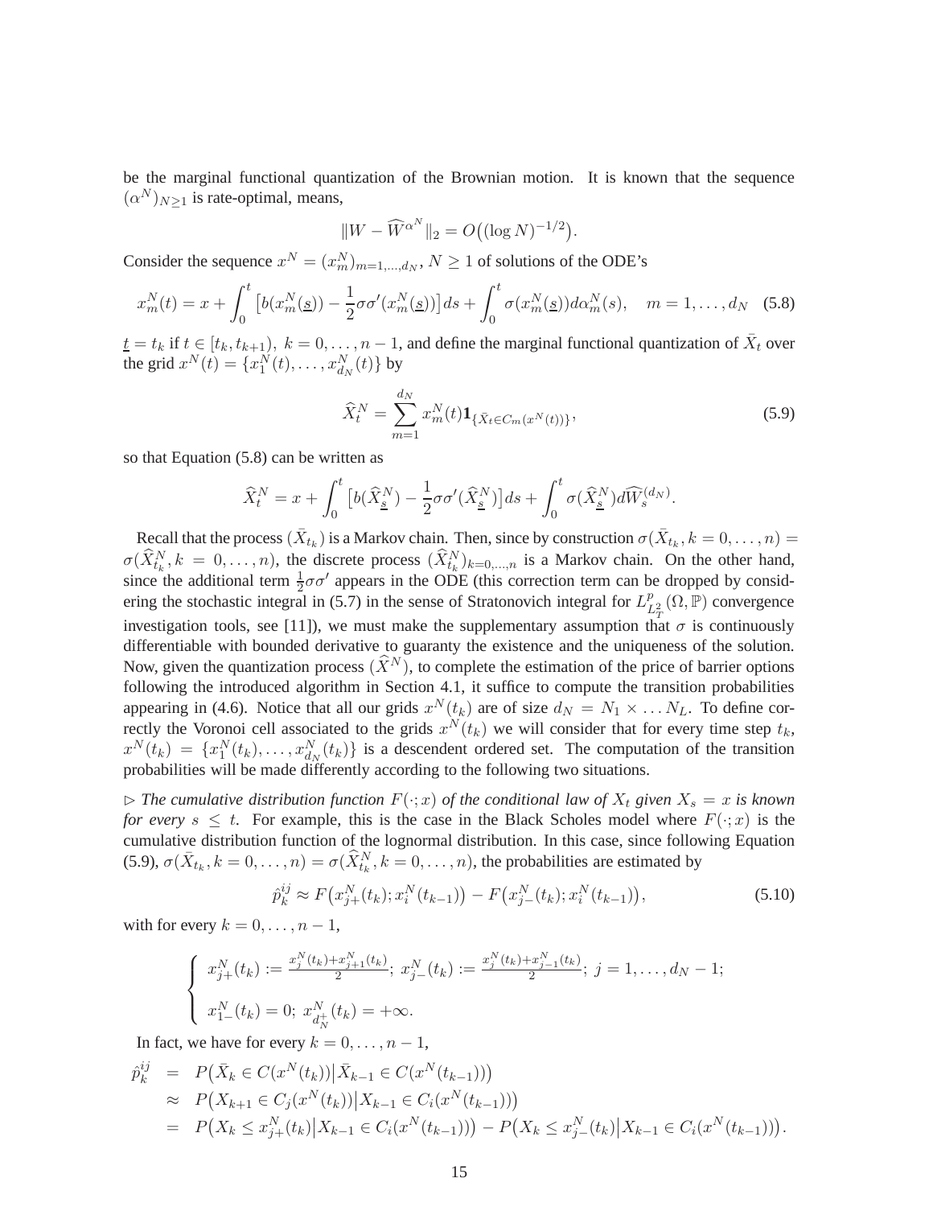be the marginal functional quantization of the Brownian motion. It is known that the sequence $(\alpha^N)_{N\geq 1}$ is rate-optimal, means,

$$\|W - \widehat{W}^{\alpha^N}\|_2 = O\big((\log N)^{-1/2}\big).$$

Consider the sequence $x^N = (x_m^N)_{m=1,\ldots,d_N}$, $N \geq 1$ of solutions of the ODE's

$$x_m^N(t) = x + \int_0^t \big[b(x_m^N(\underline{s})) - \frac{1}{2}\sigma\sigma'(x_m^N(\underline{s}))\big]ds + \int_0^t \sigma(x_m^N(\underline{s}))d\alpha_m^N(s), \quad m = 1,\ldots,d_N \quad (5.8)$$

$\underline{t} = t_k$ if $t \in [t_k, t_{k+1}),\ k = 0,\ldots,n-1$, and define the marginal functional quantization of $\bar{X}_t$ over the grid $x^N(t) = \{x_1^N(t),\ldots,x_{d_N}^N(t)\}$ by

$$\widehat{X}_t^N = \sum_{m=1}^{d_N} x_m^N(t)\mathbf{1}_{\{\bar{X}_t \in C_m(x^N(t))\}}, \quad (5.9)$$

so that Equation (5.8) can be written as

$$\widehat{X}_t^N = x + \int_0^t \big[b(\widehat{X}_{\underline{s}}^N) - \frac{1}{2}\sigma\sigma'(\widehat{X}_{\underline{s}}^N)\big]ds + \int_0^t \sigma(\widehat{X}_{\underline{s}}^N)d\widehat{W}_s^{(d_N)}.$$

Recall that the process $(\bar{X}_{t_k})$ is a Markov chain. Then, since by construction $\sigma(\bar{X}_{t_k}, k = 0,\ldots,n) = \sigma(\widehat{X}_{t_k}^N, k = 0,\ldots,n)$, the discrete process $(\widehat{X}_{t_k}^N)_{k=0,\ldots,n}$ is a Markov chain. On the other hand, since the additional term $\frac{1}{2}\sigma\sigma'$ appears in the ODE (this correction term can be dropped by considering the stochastic integral in (5.7) in the sense of Stratonovich integral for $L^p_{L^2_T}(\Omega,\mathbb{P})$ convergence investigation tools, see [11]), we must make the supplementary assumption that $\sigma$ is continuously differentiable with bounded derivative to guaranty the existence and the uniqueness of the solution. Now, given the quantization process $(\widehat{X}^N)$, to complete the estimation of the price of barrier options following the introduced algorithm in Section 4.1, it suffice to compute the transition probabilities appearing in (4.6). Notice that all our grids $x^N(t_k)$ are of size $d_N = N_1 \times \ldots N_L$. To define correctly the Voronoi cell associated to the grids $x^N(t_k)$ we will consider that for every time step $t_k$, $x^N(t_k) = \{x_1^N(t_k),\ldots,x_{d_N}^N(t_k)\}$ is a descendent ordered set. The computation of the transition probabilities will be made differently according to the following two situations.

$\triangleright$ *The cumulative distribution function $F(\cdot;x)$ of the conditional law of $X_t$ given $X_s = x$ is known for every $s \leq t$.* For example, this is the case in the Black Scholes model where $F(\cdot;x)$ is the cumulative distribution function of the lognormal distribution. In this case, since following Equation (5.9), $\sigma(\bar{X}_{t_k}, k = 0,\ldots,n) = \sigma(\widehat{X}_{t_k}^N, k = 0,\ldots,n)$, the probabilities are estimated by

$$\hat{p}_k^{ij} \approx F\big(x_{j+}^N(t_k); x_i^N(t_{k-1})\big) - F\big(x_{j-}^N(t_k); x_i^N(t_{k-1})\big), \quad (5.10)$$

with for every $k = 0,\ldots,n-1$,

$$\begin{cases} x_{j+}^N(t_k) := \frac{x_j^N(t_k) + x_{j+1}^N(t_k)}{2};\ x_{j-}^N(t_k) := \frac{x_j^N(t_k) + x_{j-1}^N(t_k)}{2};\ j = 1,\ldots,d_N - 1; \\ x_{1-}^N(t_k) = 0;\ x_{d_N^+}^N(t_k) = +\infty. \end{cases}$$

In fact, we have for every $k = 0,\ldots,n-1$,

$$\begin{aligned}
\hat{p}_k^{ij} &= P\big(\bar{X}_k \in C(x^N(t_k))\big|\bar{X}_{k-1} \in C(x^N(t_{k-1}))\big) \\
&\approx P\big(X_{k+1} \in C_j(x^N(t_k))\big|X_{k-1} \in C_i(x^N(t_{k-1}))\big) \\
&= P\big(X_k \leq x_{j+}^N(t_k)\big|X_{k-1} \in C_i(x^N(t_{k-1}))\big) - P\big(X_k \leq x_{j-}^N(t_k)\big|X_{k-1} \in C_i(x^N(t_{k-1}))\big).
\end{aligned}$$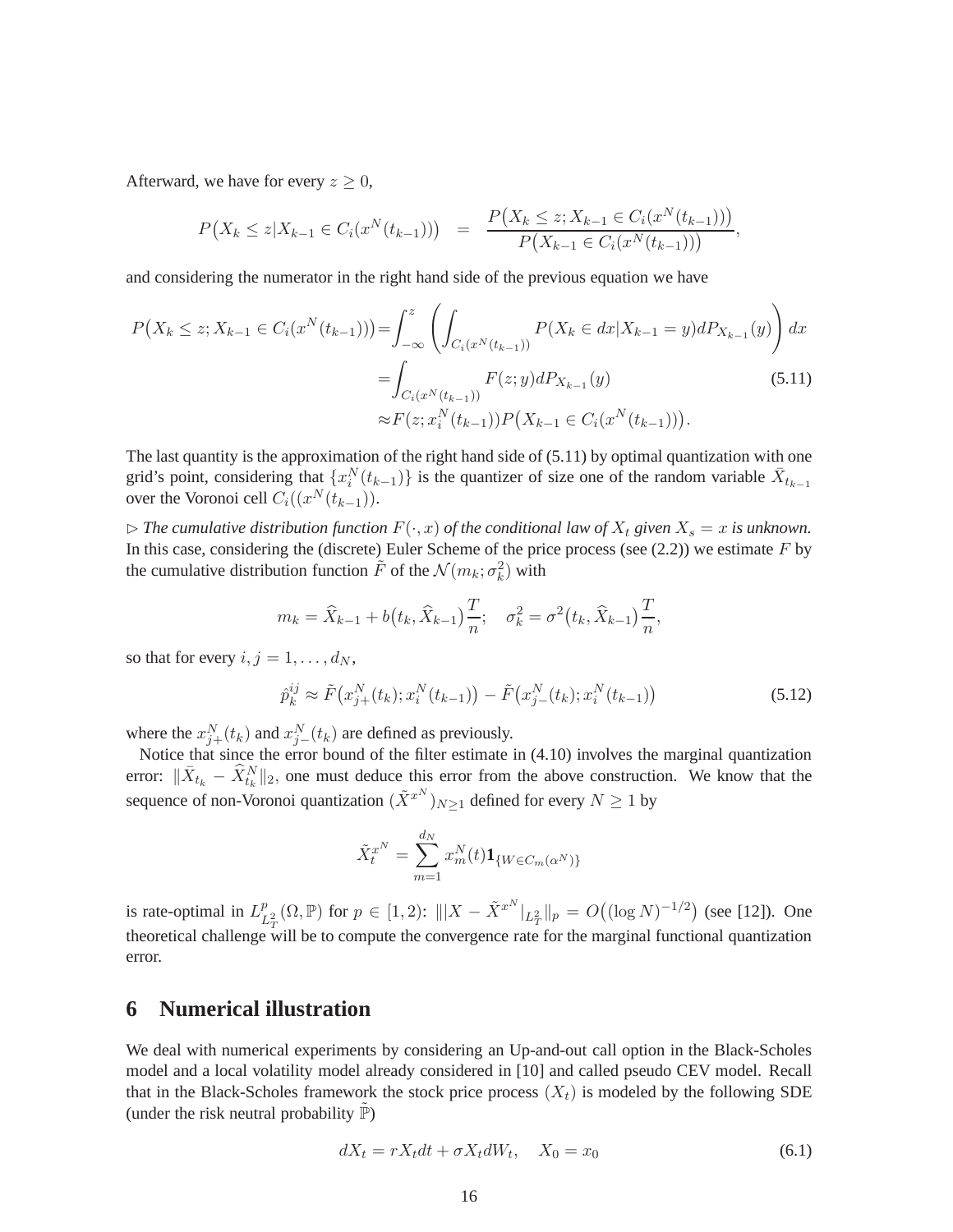Afterward, we have for every $z \geq 0$,

$$
P\big(X_k \leq z | X_{k-1} \in C_i(x^N(t_{k-1}))\big) \quad = \quad \frac{P\big(X_k \leq z; X_{k-1} \in C_i(x^N(t_{k-1}))\big)}{P\big(X_{k-1} \in C_i(x^N(t_{k-1}))\big)},
$$

and considering the numerator in the right hand side of the previous equation we have

$$
\begin{aligned}
P\big(X_k \leq z; X_{k-1} \in C_i(x^N(t_{k-1}))\big) &= \int_{-\infty}^{z} \left( \int_{C_i(x^N(t_{k-1}))} P(X_k \in dx | X_{k-1} = y) dP_{X_{k-1}}(y) \right) dx \\
&= \int_{C_i(x^N(t_{k-1}))} F(z; y) dP_{X_{k-1}}(y) \qquad\qquad (5.11) \\
&\approx F(z; x_i^N(t_{k-1})) P\big(X_{k-1} \in C_i(x^N(t_{k-1}))\big).
\end{aligned}
$$

The last quantity is the approximation of the right hand side of (5.11) by optimal quantization with one grid's point, considering that $\{x_i^N(t_{k-1})\}$ is the quantizer of size one of the random variable $\bar{X}_{t_{k-1}}$ over the Voronoi cell $C_i((x^N(t_{k-1}))$.

$\triangleright$ *The cumulative distribution function $F(\cdot, x)$ of the conditional law of $X_t$ given $X_s = x$ is unknown.* In this case, considering the (discrete) Euler Scheme of the price process (see (2.2)) we estimate $F$ by the cumulative distribution function $\tilde{F}$ of the $\mathcal{N}(m_k; \sigma_k^2)$ with

$$
m_k = \widehat{X}_{k-1} + b\big(t_k, \widehat{X}_{k-1}\big)\frac{T}{n}; \quad \sigma_k^2 = \sigma^2\big(t_k, \widehat{X}_{k-1}\big)\frac{T}{n},
$$

so that for every $i, j = 1, \ldots, d_N$,

$$
\hat{p}_k^{ij} \approx \tilde{F}\big(x_{j+}^N(t_k); x_i^N(t_{k-1})\big) - \tilde{F}\big(x_{j-}^N(t_k); x_i^N(t_{k-1})\big) \qquad (5.12)
$$

where the $x_{j+}^N(t_k)$ and $x_{j-}^N(t_k)$ are defined as previously.

Notice that since the error bound of the filter estimate in (4.10) involves the marginal quantization error: $\|\bar{X}_{t_k} - \widehat{X}_{t_k}^N\|_2$, one must deduce this error from the above construction. We know that the sequence of non-Voronoi quantization $(\tilde{X}^{x^N})_{N \geq 1}$ defined for every $N \geq 1$ by

$$
\tilde{X}_t^{x^N} = \sum_{m=1}^{d_N} x_m^N(t) \mathbf{1}_{\{W \in C_m(\alpha^N)\}}
$$

is rate-optimal in $L^p_{L^2_T}(\Omega, \mathbb{P})$ for $p \in [1, 2)$: $\||X - \tilde{X}^{x^N}|_{L^2_T}\|_p = O\big((\log N)^{-1/2}\big)$ (see [12]). One theoretical challenge will be to compute the convergence rate for the marginal functional quantization error.

## 6 Numerical illustration

We deal with numerical experiments by considering an Up-and-out call option in the Black-Scholes model and a local volatility model already considered in [10] and called pseudo CEV model. Recall that in the Black-Scholes framework the stock price process $(X_t)$ is modeled by the following SDE (under the risk neutral probability $\tilde{\mathbb{P}}$)

$$
dX_t = rX_t dt + \sigma X_t dW_t, \quad X_0 = x_0 \qquad (6.1)
$$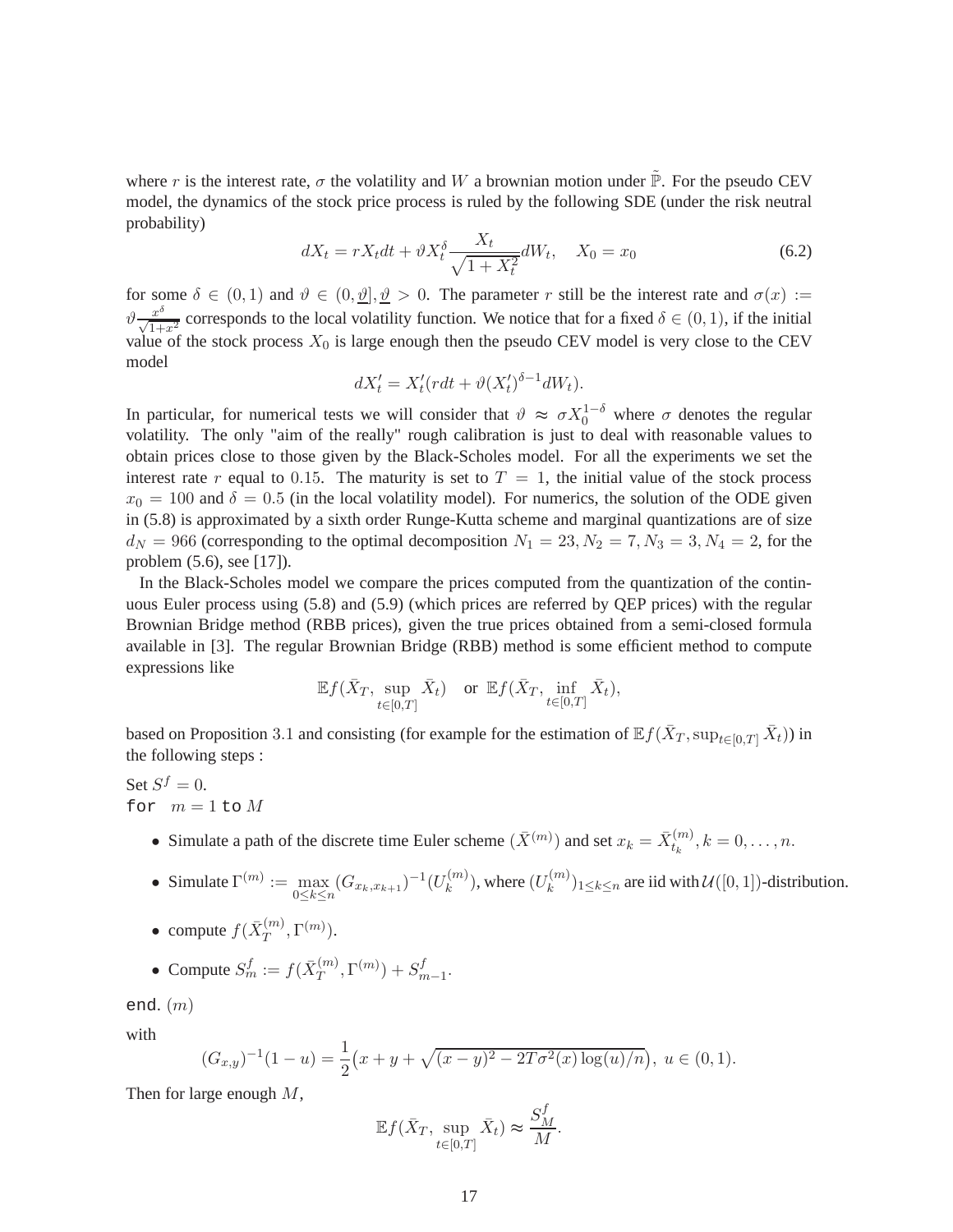where $r$ is the interest rate, $\sigma$ the volatility and $W$ a brownian motion under $\tilde{\mathbb{P}}$. For the pseudo CEV model, the dynamics of the stock price process is ruled by the following SDE (under the risk neutral probability)

$$dX_t = rX_t dt + \vartheta X_t^{\delta} \frac{X_t}{\sqrt{1+X_t^2}} dW_t, \quad X_0 = x_0 \tag{6.2}$$

for some $\delta \in (0,1)$ and $\vartheta \in (0, \underline{\vartheta}], \underline{\vartheta} > 0$. The parameter $r$ still be the interest rate and $\sigma(x) := \vartheta \frac{x^{\delta}}{\sqrt{1+x^2}}$ corresponds to the local volatility function. We notice that for a fixed $\delta \in (0,1)$, if the initial value of the stock process $X_0$ is large enough then the pseudo CEV model is very close to the CEV model

$$dX'_t = X'_t(rdt + \vartheta (X'_t)^{\delta-1} dW_t).$$

In particular, for numerical tests we will consider that $\vartheta \approx \sigma X_0^{1-\delta}$ where $\sigma$ denotes the regular volatility. The only "aim of the really" rough calibration is just to deal with reasonable values to obtain prices close to those given by the Black-Scholes model. For all the experiments we set the interest rate $r$ equal to $0.15$. The maturity is set to $T = 1$, the initial value of the stock process $x_0 = 100$ and $\delta = 0.5$ (in the local volatility model). For numerics, the solution of the ODE given in (5.8) is approximated by a sixth order Runge-Kutta scheme and marginal quantizations are of size $d_N = 966$ (corresponding to the optimal decomposition $N_1 = 23, N_2 = 7, N_3 = 3, N_4 = 2$, for the problem (5.6), see [17]).

In the Black-Scholes model we compare the prices computed from the quantization of the continuous Euler process using (5.8) and (5.9) (which prices are referred by QEP prices) with the regular Brownian Bridge method (RBB prices), given the true prices obtained from a semi-closed formula available in [3]. The regular Brownian Bridge (RBB) method is some efficient method to compute expressions like

$$\mathbb{E}f(\bar{X}_T, \sup_{t\in[0,T]} \bar{X}_t) \quad \text{or } \mathbb{E}f(\bar{X}_T, \inf_{t\in[0,T]} \bar{X}_t),$$

based on Proposition 3.1 and consisting (for example for the estimation of $\mathbb{E}f(\bar{X}_T, \sup_{t\in[0,T]} \bar{X}_t)$) in the following steps :

Set $S^f = 0$.
for $m = 1$ to $M$

- Simulate a path of the discrete time Euler scheme $(\bar{X}^{(m)})$ and set $x_k = \bar{X}^{(m)}_{t_k}, k = 0, \ldots, n$.
- Simulate $\Gamma^{(m)} := \max_{0\leq k\leq n} (G_{x_k, x_{k+1}})^{-1}(U_k^{(m)})$, where $(U_k^{(m)})_{1\leq k\leq n}$ are iid with $\mathcal{U}([0,1])$-distribution.
- compute $f(\bar{X}_T^{(m)}, \Gamma^{(m)})$.
- Compute $S_m^f := f(\bar{X}_T^{(m)}, \Gamma^{(m)}) + S_{m-1}^f$.

end. $(m)$

with

$$(G_{x,y})^{-1}(1-u) = \frac{1}{2}\big(x + y + \sqrt{(x-y)^2 - 2T\sigma^2(x)\log(u)/n}\big), \ u \in (0,1).$$

Then for large enough $M$,

$$\mathbb{E}f(\bar{X}_T, \sup_{t\in[0,T]} \bar{X}_t) \approx \frac{S_M^f}{M}.$$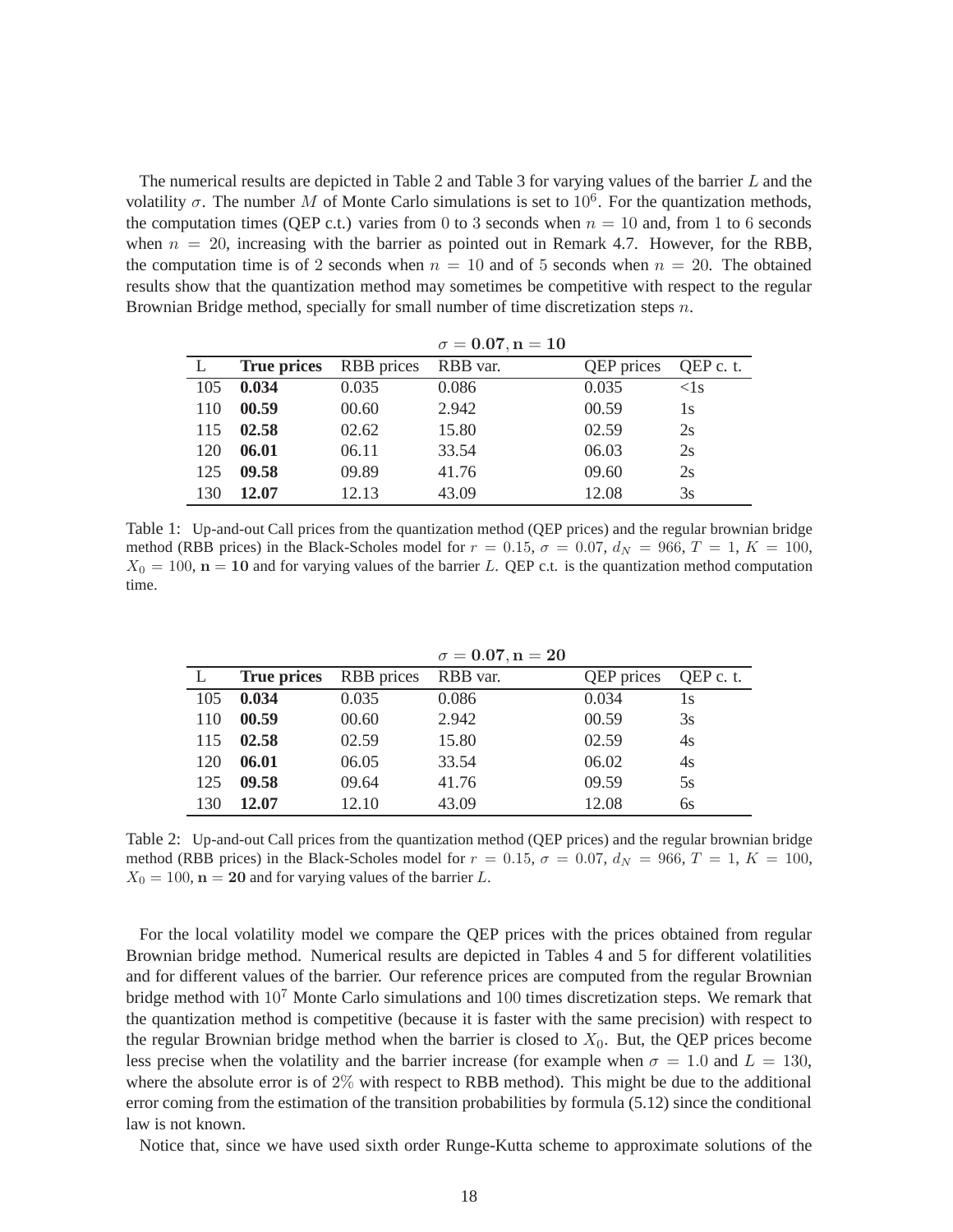The numerical results are depicted in Table 2 and Table 3 for varying values of the barrier $L$ and the volatility $\sigma$. The number $M$ of Monte Carlo simulations is set to $10^6$. For the quantization methods, the computation times (QEP c.t.) varies from 0 to 3 seconds when $n = 10$ and, from 1 to 6 seconds when $n = 20$, increasing with the barrier as pointed out in Remark 4.7. However, for the RBB, the computation time is of 2 seconds when $n = 10$ and of 5 seconds when $n = 20$. The obtained results show that the quantization method may sometimes be competitive with respect to the regular Brownian Bridge method, specially for small number of time discretization steps $n$.

| | | | $\sigma = \mathbf{0.07}, \mathbf{n} = \mathbf{10}$ | | |
|---|---|---|---|---|---|
| L | **True prices** | RBB prices | RBB var. | QEP prices | QEP c. t. |
| 105 | **0.034** | 0.035 | 0.086 | 0.035 | <1s |
| 110 | **00.59** | 00.60 | 2.942 | 00.59 | 1s |
| 115 | **02.58** | 02.62 | 15.80 | 02.59 | 2s |
| 120 | **06.01** | 06.11 | 33.54 | 06.03 | 2s |
| 125 | **09.58** | 09.89 | 41.76 | 09.60 | 2s |
| 130 | **12.07** | 12.13 | 43.09 | 12.08 | 3s |

Table 1: Up-and-out Call prices from the quantization method (QEP prices) and the regular brownian bridge method (RBB prices) in the Black-Scholes model for $r = 0.15$, $\sigma = 0.07$, $d_N = 966$, $T = 1$, $K = 100$, $X_0 = 100$, $\mathbf{n} = \mathbf{10}$ and for varying values of the barrier $L$. QEP c.t. is the quantization method computation time.

| | | | $\sigma = \mathbf{0.07}, \mathbf{n} = \mathbf{20}$ | | |
|---|---|---|---|---|---|
| L | **True prices** | RBB prices | RBB var. | QEP prices | QEP c. t. |
| 105 | **0.034** | 0.035 | 0.086 | 0.034 | 1s |
| 110 | **00.59** | 00.60 | 2.942 | 00.59 | 3s |
| 115 | **02.58** | 02.59 | 15.80 | 02.59 | 4s |
| 120 | **06.01** | 06.05 | 33.54 | 06.02 | 4s |
| 125 | **09.58** | 09.64 | 41.76 | 09.59 | 5s |
| 130 | **12.07** | 12.10 | 43.09 | 12.08 | 6s |

Table 2: Up-and-out Call prices from the quantization method (QEP prices) and the regular brownian bridge method (RBB prices) in the Black-Scholes model for $r = 0.15$, $\sigma = 0.07$, $d_N = 966$, $T = 1$, $K = 100$, $X_0 = 100$, $\mathbf{n} = \mathbf{20}$ and for varying values of the barrier $L$.

For the local volatility model we compare the QEP prices with the prices obtained from regular Brownian bridge method. Numerical results are depicted in Tables 4 and 5 for different volatilities and for different values of the barrier. Our reference prices are computed from the regular Brownian bridge method with $10^7$ Monte Carlo simulations and 100 times discretization steps. We remark that the quantization method is competitive (because it is faster with the same precision) with respect to the regular Brownian bridge method when the barrier is closed to $X_0$. But, the QEP prices become less precise when the volatility and the barrier increase (for example when $\sigma = 1.0$ and $L = 130$, where the absolute error is of 2% with respect to RBB method). This might be due to the additional error coming from the estimation of the transition probabilities by formula (5.12) since the conditional law is not known.

Notice that, since we have used sixth order Runge-Kutta scheme to approximate solutions of the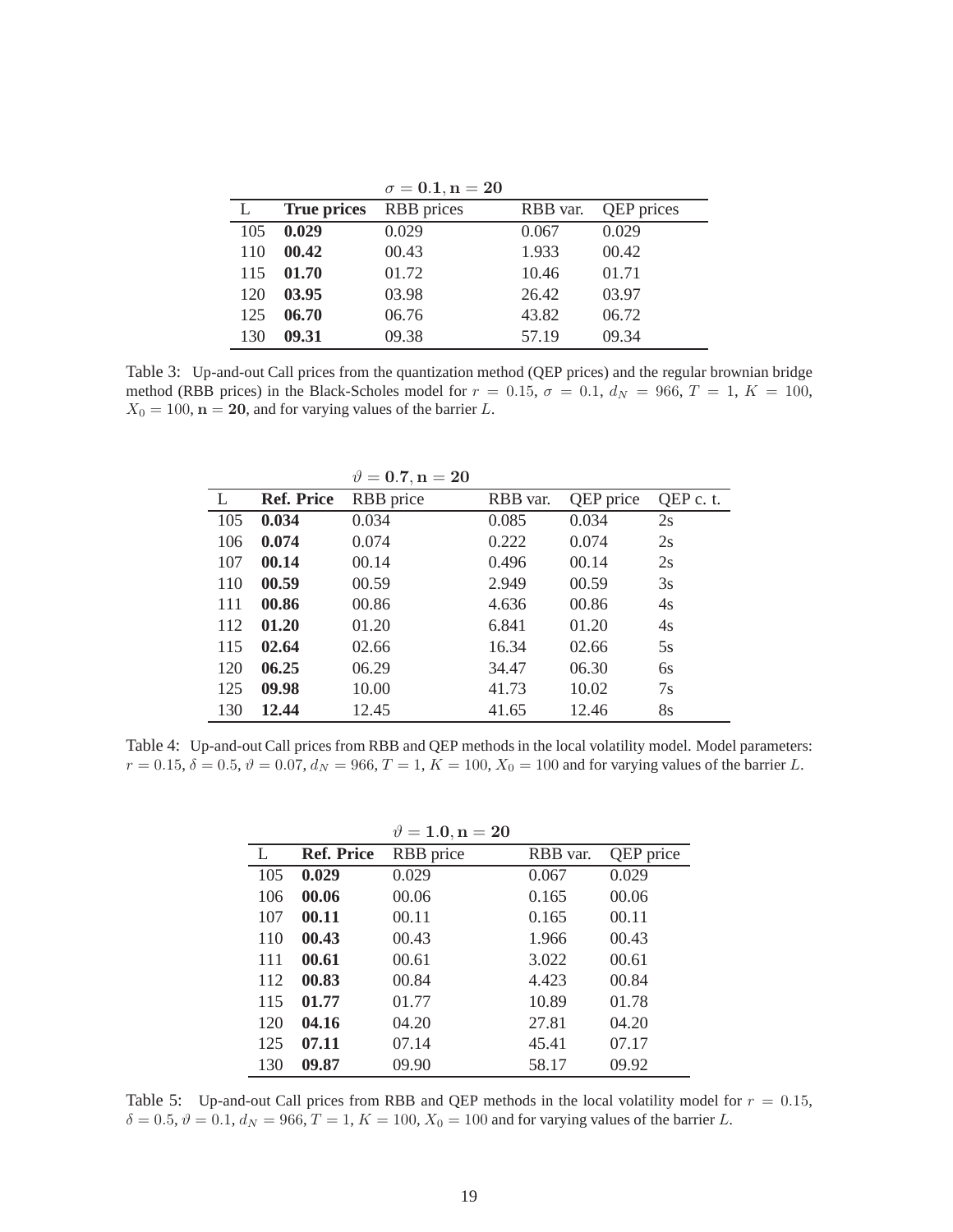| $\sigma = \mathbf{0.1}, \mathbf{n} = \mathbf{20}$ | | | | |
|---|---|---|---|---|
| L | **True prices** | RBB prices | RBB var. | QEP prices |
| 105 | **0.029** | 0.029 | 0.067 | 0.029 |
| 110 | **00.42** | 00.43 | 1.933 | 00.42 |
| 115 | **01.70** | 01.72 | 10.46 | 01.71 |
| 120 | **03.95** | 03.98 | 26.42 | 03.97 |
| 125 | **06.70** | 06.76 | 43.82 | 06.72 |
| 130 | **09.31** | 09.38 | 57.19 | 09.34 |

Table 3: Up-and-out Call prices from the quantization method (QEP prices) and the regular brownian bridge method (RBB prices) in the Black-Scholes model for $r = 0.15$, $\sigma = 0.1$, $d_N = 966$, $T = 1$, $K = 100$, $X_0 = 100$, $\mathbf{n} = \mathbf{20}$, and for varying values of the barrier $L$.

| $\vartheta = \mathbf{0.7}, \mathbf{n} = \mathbf{20}$ | | | | | |
|---|---|---|---|---|---|
| L | **Ref. Price** | RBB price | RBB var. | QEP price | QEP c. t. |
| 105 | **0.034** | 0.034 | 0.085 | 0.034 | 2s |
| 106 | **0.074** | 0.074 | 0.222 | 0.074 | 2s |
| 107 | **00.14** | 00.14 | 0.496 | 00.14 | 2s |
| 110 | **00.59** | 00.59 | 2.949 | 00.59 | 3s |
| 111 | **00.86** | 00.86 | 4.636 | 00.86 | 4s |
| 112 | **01.20** | 01.20 | 6.841 | 01.20 | 4s |
| 115 | **02.64** | 02.66 | 16.34 | 02.66 | 5s |
| 120 | **06.25** | 06.29 | 34.47 | 06.30 | 6s |
| 125 | **09.98** | 10.00 | 41.73 | 10.02 | 7s |
| 130 | **12.44** | 12.45 | 41.65 | 12.46 | 8s |

Table 4: Up-and-out Call prices from RBB and QEP methods in the local volatility model. Model parameters: $r = 0.15$, $\delta = 0.5$, $\vartheta = 0.07$, $d_N = 966$, $T = 1$, $K = 100$, $X_0 = 100$ and for varying values of the barrier $L$.

| $\vartheta = \mathbf{1.0}, \mathbf{n} = \mathbf{20}$ | | | | |
|---|---|---|---|---|
| L | **Ref. Price** | RBB price | RBB var. | QEP price |
| 105 | **0.029** | 0.029 | 0.067 | 0.029 |
| 106 | **00.06** | 00.06 | 0.165 | 00.06 |
| 107 | **00.11** | 00.11 | 0.165 | 00.11 |
| 110 | **00.43** | 00.43 | 1.966 | 00.43 |
| 111 | **00.61** | 00.61 | 3.022 | 00.61 |
| 112 | **00.83** | 00.84 | 4.423 | 00.84 |
| 115 | **01.77** | 01.77 | 10.89 | 01.78 |
| 120 | **04.16** | 04.20 | 27.81 | 04.20 |
| 125 | **07.11** | 07.14 | 45.41 | 07.17 |
| 130 | **09.87** | 09.90 | 58.17 | 09.92 |

Table 5: Up-and-out Call prices from RBB and QEP methods in the local volatility model for $r = 0.15$, $\delta = 0.5$, $\vartheta = 0.1$, $d_N = 966$, $T = 1$, $K = 100$, $X_0 = 100$ and for varying values of the barrier $L$.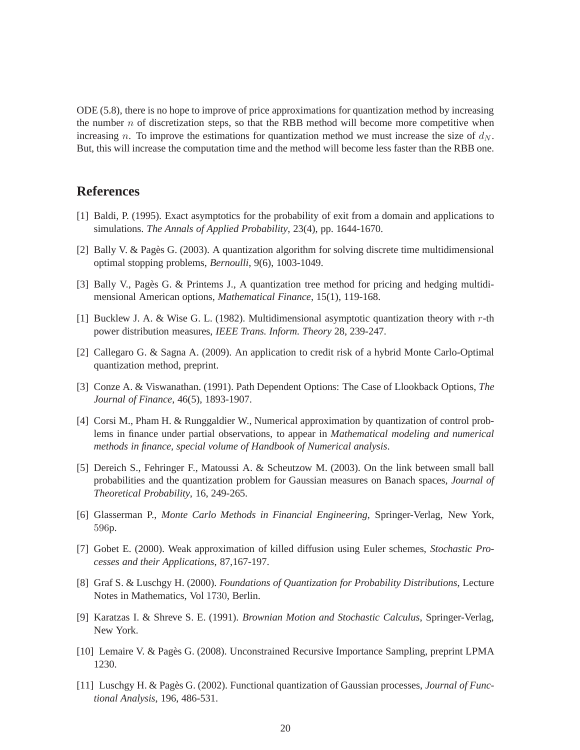ODE (5.8), there is no hope to improve of price approximations for quantization method by increasing the number $n$ of discretization steps, so that the RBB method will become more competitive when increasing $n$. To improve the estimations for quantization method we must increase the size of $d_N$. But, this will increase the computation time and the method will become less faster than the RBB one.

## References

[1] Baldi, P. (1995). Exact asymptotics for the probability of exit from a domain and applications to simulations. *The Annals of Applied Probability*, 23(4), pp. 1644-1670.

[2] Bally V. & Pagès G. (2003). A quantization algorithm for solving discrete time multidimensional optimal stopping problems, *Bernoulli*, 9(6), 1003-1049.

[3] Bally V., Pagès G. & Printems J., A quantization tree method for pricing and hedging multidimensional American options, *Mathematical Finance*, 15(1), 119-168.

[1] Bucklew J. A. & Wise G. L. (1982). Multidimensional asymptotic quantization theory with $r$-th power distribution measures, *IEEE Trans. Inform. Theory* 28, 239-247.

[2] Callegaro G. & Sagna A. (2009). An application to credit risk of a hybrid Monte Carlo-Optimal quantization method, preprint.

[3] Conze A. & Viswanathan. (1991). Path Dependent Options: The Case of Llookback Options, *The Journal of Finance*, 46(5), 1893-1907.

[4] Corsi M., Pham H. & Runggaldier W., Numerical approximation by quantization of control problems in finance under partial observations, to appear in *Mathematical modeling and numerical methods in finance, special volume of Handbook of Numerical analysis*.

[5] Dereich S., Fehringer F., Matoussi A. & Scheutzow M. (2003). On the link between small ball probabilities and the quantization problem for Gaussian measures on Banach spaces, *Journal of Theoretical Probability*, 16, 249-265.

[6] Glasserman P., *Monte Carlo Methods in Financial Engineering*, Springer-Verlag, New York, 596p.

[7] Gobet E. (2000). Weak approximation of killed diffusion using Euler schemes, *Stochastic Processes and their Applications*, 87,167-197.

[8] Graf S. & Luschgy H. (2000). *Foundations of Quantization for Probability Distributions*, Lecture Notes in Mathematics, Vol 1730, Berlin.

[9] Karatzas I. & Shreve S. E. (1991). *Brownian Motion and Stochastic Calculus*, Springer-Verlag, New York.

[10] Lemaire V. & Pagès G. (2008). Unconstrained Recursive Importance Sampling, preprint LPMA 1230.

[11] Luschgy H. & Pagès G. (2002). Functional quantization of Gaussian processes, *Journal of Functional Analysis*, 196, 486-531.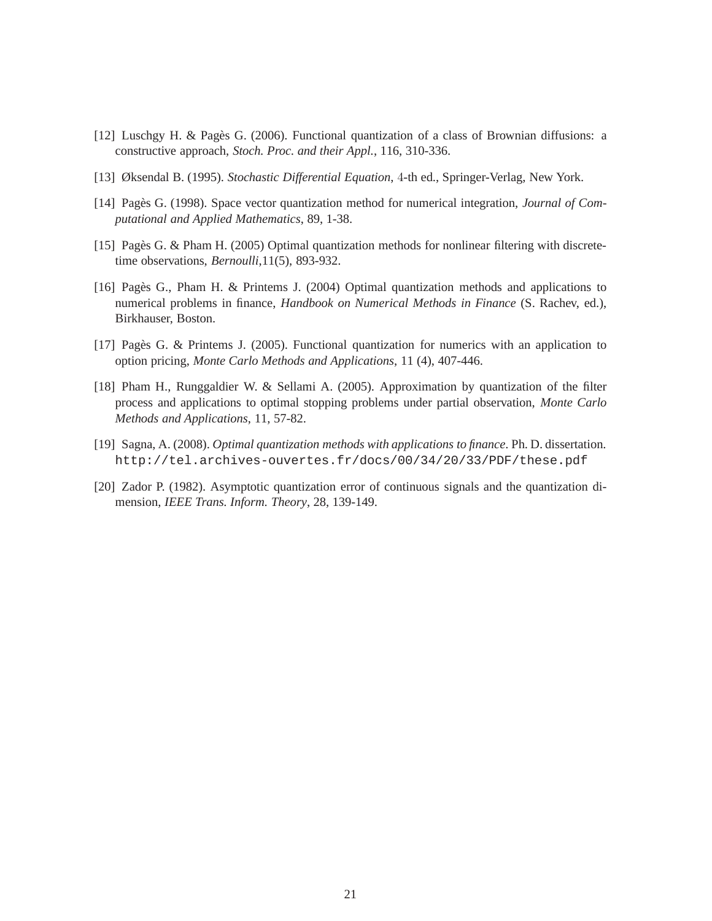[12] Luschgy H. & Pagès G. (2006). Functional quantization of a class of Brownian diffusions: a constructive approach, *Stoch. Proc. and their Appl.*, 116, 310-336.

[13] Øksendal B. (1995). *Stochastic Differential Equation*, 4-th ed., Springer-Verlag, New York.

[14] Pagès G. (1998). Space vector quantization method for numerical integration, *Journal of Computational and Applied Mathematics*, 89, 1-38.

[15] Pagès G. & Pham H. (2005) Optimal quantization methods for nonlinear filtering with discrete-time observations, *Bernoulli*,11(5), 893-932.

[16] Pagès G., Pham H. & Printems J. (2004) Optimal quantization methods and applications to numerical problems in finance, *Handbook on Numerical Methods in Finance* (S. Rachev, ed.), Birkhauser, Boston.

[17] Pagès G. & Printems J. (2005). Functional quantization for numerics with an application to option pricing, *Monte Carlo Methods and Applications*, 11 (4), 407-446.

[18] Pham H., Runggaldier W. & Sellami A. (2005). Approximation by quantization of the filter process and applications to optimal stopping problems under partial observation, *Monte Carlo Methods and Applications*, 11, 57-82.

[19] Sagna, A. (2008). *Optimal quantization methods with applications to finance*. Ph. D. dissertation. http://tel.archives-ouvertes.fr/docs/00/34/20/33/PDF/these.pdf

[20] Zador P. (1982). Asymptotic quantization error of continuous signals and the quantization dimension, *IEEE Trans. Inform. Theory*, 28, 139-149.